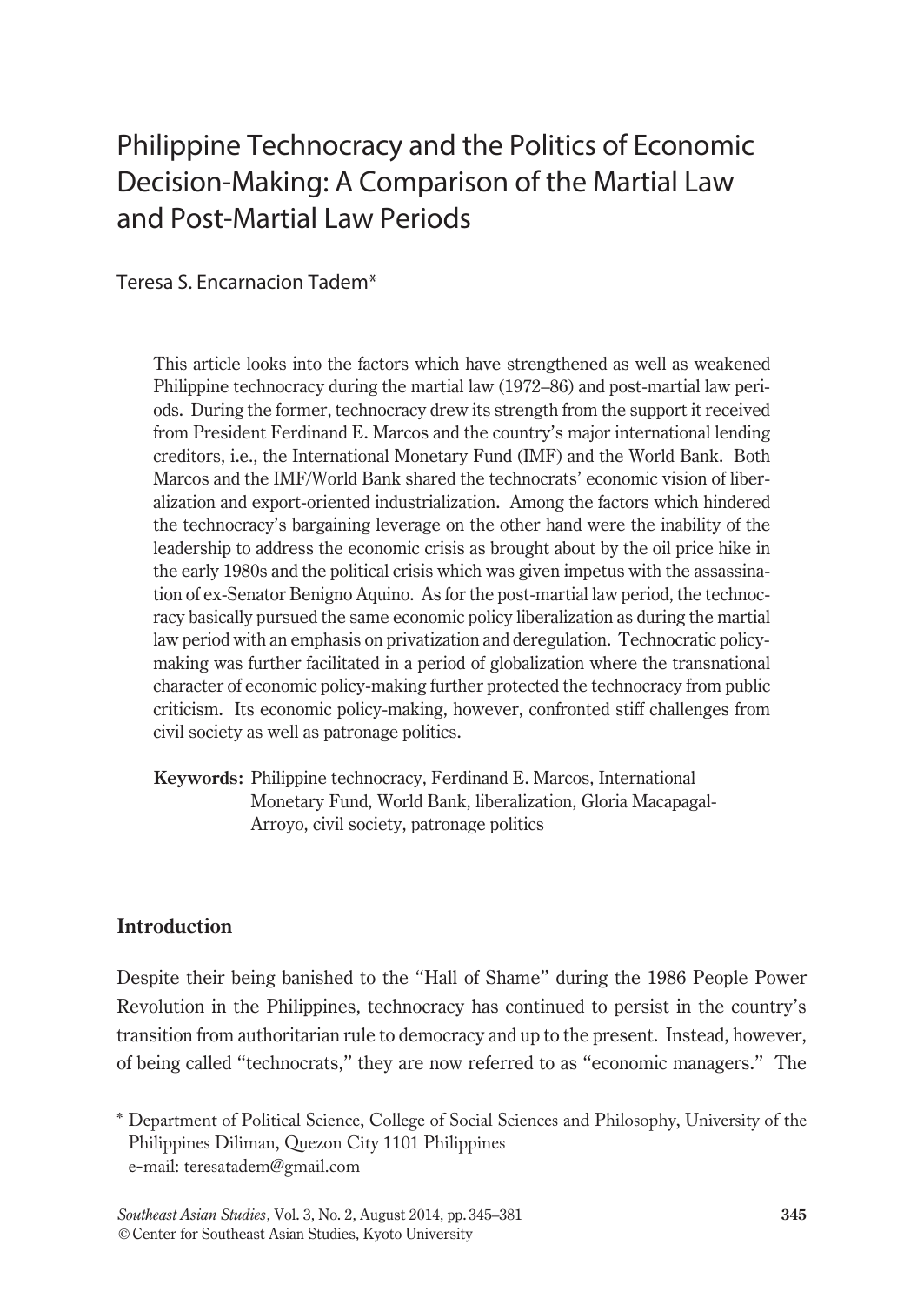# Philippine Technocracy and the Politics of Economic Decision-Making: A Comparison of the Martial Law and Post-Martial Law Periods

Teresa S. Encarnacion Tadem*

This article looks into the factors which have strengthened as well as weakened Philippine technocracy during the martial law (1972–86) and post-martial law periods. During the former, technocracy drew its strength from the support it received from President Ferdinand E. Marcos and the country's major international lending creditors, i.e., the International Monetary Fund (IMF) and the World Bank. Both Marcos and the IMF/World Bank shared the technocrats' economic vision of liberalization and export-oriented industrialization. Among the factors which hindered the technocracy's bargaining leverage on the other hand were the inability of the leadership to address the economic crisis as brought about by the oil price hike in the early 1980s and the political crisis which was given impetus with the assassination of ex-Senator Benigno Aquino. As for the post-martial law period, the technocracy basically pursued the same economic policy liberalization as during the martial law period with an emphasis on privatization and deregulation. Technocratic policy-making was further facilitated in a period of globalization where the transnational character of economic policy-making further protected the technocracy from public criticism. Its economic policy-making, however, confronted stiff challenges from civil society as well as patronage politics.

**Keywords:** Philippine technocracy, Ferdinand E. Marcos, International Monetary Fund, World Bank, liberalization, Gloria Macapagal-Arroyo, civil society, patronage politics

## Introduction

Despite their being banished to the "Hall of Shame" during the 1986 People Power Revolution in the Philippines, technocracy has continued to persist in the country's transition from authoritarian rule to democracy and up to the present. Instead, however, of being called "technocrats," they are now referred to as "economic managers." The

---

* Department of Political Science, College of Social Sciences and Philosophy, University of the Philippines Diliman, Quezon City 1101 Philippines
e-mail: teresatadem@gmail.com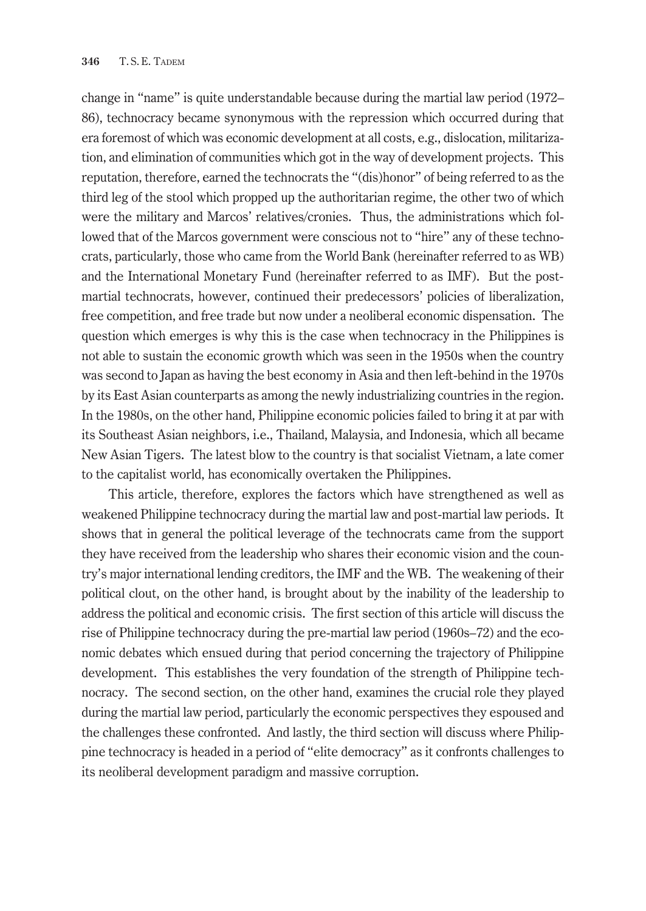change in "name" is quite understandable because during the martial law period (1972–86), technocracy became synonymous with the repression which occurred during that era foremost of which was economic development at all costs, e.g., dislocation, militarization, and elimination of communities which got in the way of development projects. This reputation, therefore, earned the technocrats the "(dis)honor" of being referred to as the third leg of the stool which propped up the authoritarian regime, the other two of which were the military and Marcos' relatives/cronies. Thus, the administrations which followed that of the Marcos government were conscious not to "hire" any of these technocrats, particularly, those who came from the World Bank (hereinafter referred to as WB) and the International Monetary Fund (hereinafter referred to as IMF). But the post-martial technocrats, however, continued their predecessors' policies of liberalization, free competition, and free trade but now under a neoliberal economic dispensation. The question which emerges is why this is the case when technocracy in the Philippines is not able to sustain the economic growth which was seen in the 1950s when the country was second to Japan as having the best economy in Asia and then left-behind in the 1970s by its East Asian counterparts as among the newly industrializing countries in the region. In the 1980s, on the other hand, Philippine economic policies failed to bring it at par with its Southeast Asian neighbors, i.e., Thailand, Malaysia, and Indonesia, which all became New Asian Tigers. The latest blow to the country is that socialist Vietnam, a late comer to the capitalist world, has economically overtaken the Philippines.

This article, therefore, explores the factors which have strengthened as well as weakened Philippine technocracy during the martial law and post-martial law periods. It shows that in general the political leverage of the technocrats came from the support they have received from the leadership who shares their economic vision and the country's major international lending creditors, the IMF and the WB. The weakening of their political clout, on the other hand, is brought about by the inability of the leadership to address the political and economic crisis. The first section of this article will discuss the rise of Philippine technocracy during the pre-martial law period (1960s–72) and the economic debates which ensued during that period concerning the trajectory of Philippine development. This establishes the very foundation of the strength of Philippine technocracy. The second section, on the other hand, examines the crucial role they played during the martial law period, particularly the economic perspectives they espoused and the challenges these confronted. And lastly, the third section will discuss where Philippine technocracy is headed in a period of "elite democracy" as it confronts challenges to its neoliberal development paradigm and massive corruption.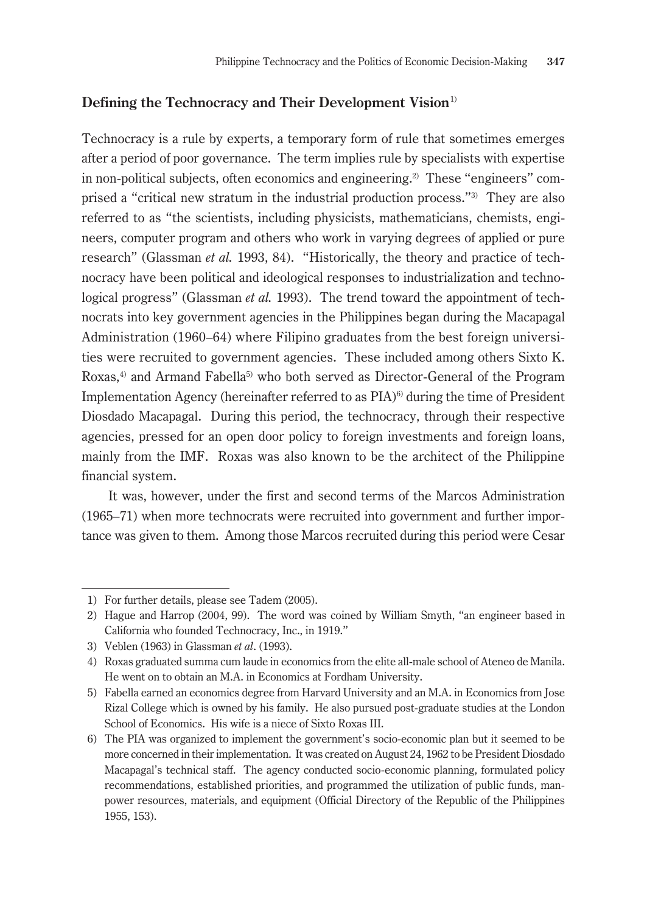## Defining the Technocracy and Their Development Vision[1]

Technocracy is a rule by experts, a temporary form of rule that sometimes emerges after a period of poor governance. The term implies rule by specialists with expertise in non-political subjects, often economics and engineering.[2] These "engineers" comprised a "critical new stratum in the industrial production process."[3] They are also referred to as "the scientists, including physicists, mathematicians, chemists, engineers, computer program and others who work in varying degrees of applied or pure research" (Glassman *et al.* 1993, 84). "Historically, the theory and practice of technocracy have been political and ideological responses to industrialization and technological progress" (Glassman *et al.* 1993). The trend toward the appointment of technocrats into key government agencies in the Philippines began during the Macapagal Administration (1960–64) where Filipino graduates from the best foreign universities were recruited to government agencies. These included among others Sixto K. Roxas,[4] and Armand Fabella[5] who both served as Director-General of the Program Implementation Agency (hereinafter referred to as PIA)[6] during the time of President Diosdado Macapagal. During this period, the technocracy, through their respective agencies, pressed for an open door policy to foreign investments and foreign loans, mainly from the IMF. Roxas was also known to be the architect of the Philippine financial system.

It was, however, under the first and second terms of the Marcos Administration (1965–71) when more technocrats were recruited into government and further importance was given to them. Among those Marcos recruited during this period were Cesar

---

1) For further details, please see Tadem (2005).

2) Hague and Harrop (2004, 99). The word was coined by William Smyth, "an engineer based in California who founded Technocracy, Inc., in 1919."

3) Veblen (1963) in Glassman *et al*. (1993).

4) Roxas graduated summa cum laude in economics from the elite all-male school of Ateneo de Manila. He went on to obtain an M.A. in Economics at Fordham University.

5) Fabella earned an economics degree from Harvard University and an M.A. in Economics from Jose Rizal College which is owned by his family. He also pursued post-graduate studies at the London School of Economics. His wife is a niece of Sixto Roxas III.

6) The PIA was organized to implement the government's socio-economic plan but it seemed to be more concerned in their implementation. It was created on August 24, 1962 to be President Diosdado Macapagal's technical staff. The agency conducted socio-economic planning, formulated policy recommendations, established priorities, and programmed the utilization of public funds, manpower resources, materials, and equipment (Official Directory of the Republic of the Philippines 1955, 153).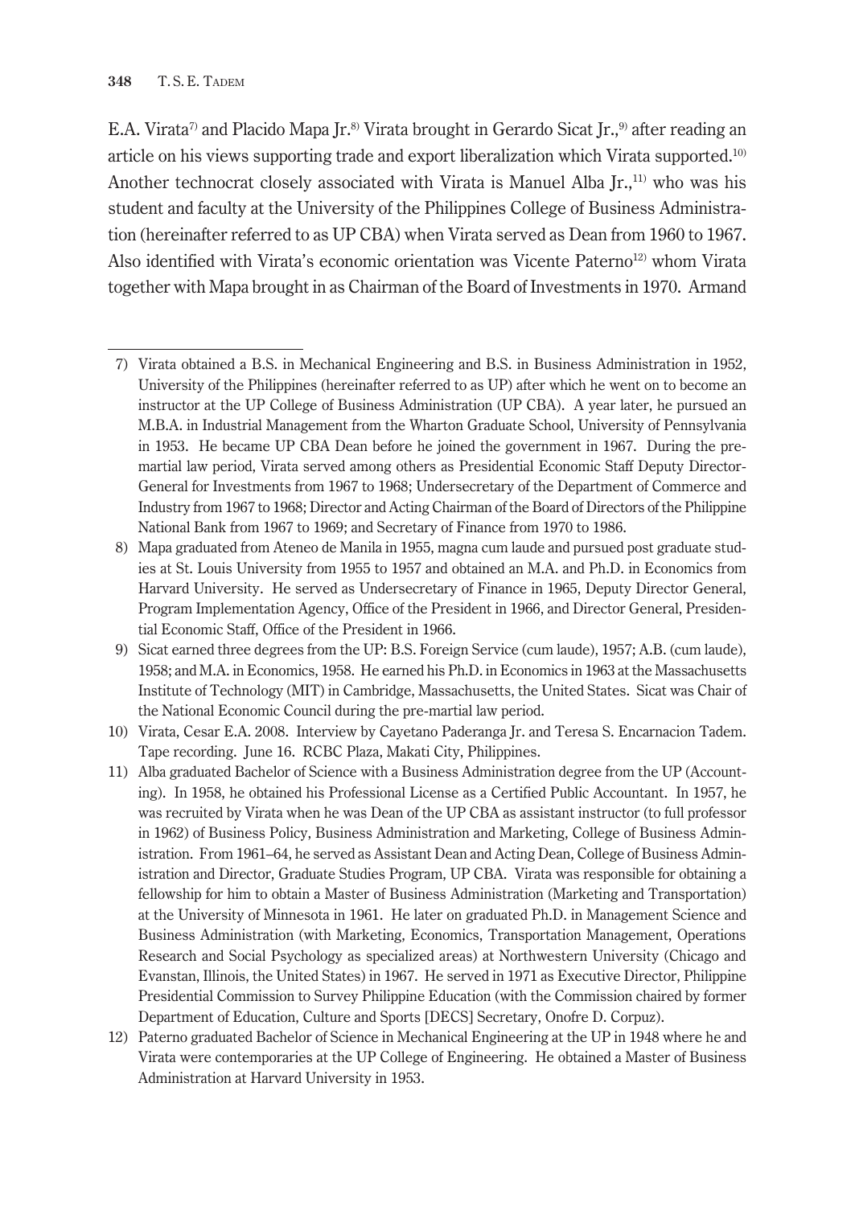E.A. Virata[7] and Placido Mapa Jr.[8] Virata brought in Gerardo Sicat Jr.,[9] after reading an article on his views supporting trade and export liberalization which Virata supported.[10] Another technocrat closely associated with Virata is Manuel Alba Jr.,[11] who was his student and faculty at the University of the Philippines College of Business Administration (hereinafter referred to as UP CBA) when Virata served as Dean from 1960 to 1967. Also identified with Virata's economic orientation was Vicente Paterno[12] whom Virata together with Mapa brought in as Chairman of the Board of Investments in 1970. Armand

---

7) Virata obtained a B.S. in Mechanical Engineering and B.S. in Business Administration in 1952, University of the Philippines (hereinafter referred to as UP) after which he went on to become an instructor at the UP College of Business Administration (UP CBA). A year later, he pursued an M.B.A. in Industrial Management from the Wharton Graduate School, University of Pennsylvania in 1953. He became UP CBA Dean before he joined the government in 1967. During the pre-martial law period, Virata served among others as Presidential Economic Staff Deputy Director-General for Investments from 1967 to 1968; Undersecretary of the Department of Commerce and Industry from 1967 to 1968; Director and Acting Chairman of the Board of Directors of the Philippine National Bank from 1967 to 1969; and Secretary of Finance from 1970 to 1986.

8) Mapa graduated from Ateneo de Manila in 1955, magna cum laude and pursued post graduate studies at St. Louis University from 1955 to 1957 and obtained an M.A. and Ph.D. in Economics from Harvard University. He served as Undersecretary of Finance in 1965, Deputy Director General, Program Implementation Agency, Office of the President in 1966, and Director General, Presidential Economic Staff, Office of the President in 1966.

9) Sicat earned three degrees from the UP: B.S. Foreign Service (cum laude), 1957; A.B. (cum laude), 1958; and M.A. in Economics, 1958. He earned his Ph.D. in Economics in 1963 at the Massachusetts Institute of Technology (MIT) in Cambridge, Massachusetts, the United States. Sicat was Chair of the National Economic Council during the pre-martial law period.

10) Virata, Cesar E.A. 2008. Interview by Cayetano Paderanga Jr. and Teresa S. Encarnacion Tadem. Tape recording. June 16. RCBC Plaza, Makati City, Philippines.

11) Alba graduated Bachelor of Science with a Business Administration degree from the UP (Accounting). In 1958, he obtained his Professional License as a Certified Public Accountant. In 1957, he was recruited by Virata when he was Dean of the UP CBA as assistant instructor (to full professor in 1962) of Business Policy, Business Administration and Marketing, College of Business Administration. From 1961–64, he served as Assistant Dean and Acting Dean, College of Business Administration and Director, Graduate Studies Program, UP CBA. Virata was responsible for obtaining a fellowship for him to obtain a Master of Business Administration (Marketing and Transportation) at the University of Minnesota in 1961. He later on graduated Ph.D. in Management Science and Business Administration (with Marketing, Economics, Transportation Management, Operations Research and Social Psychology as specialized areas) at Northwestern University (Chicago and Evanstan, Illinois, the United States) in 1967. He served in 1971 as Executive Director, Philippine Presidential Commission to Survey Philippine Education (with the Commission chaired by former Department of Education, Culture and Sports [DECS] Secretary, Onofre D. Corpuz).

12) Paterno graduated Bachelor of Science in Mechanical Engineering at the UP in 1948 where he and Virata were contemporaries at the UP College of Engineering. He obtained a Master of Business Administration at Harvard University in 1953.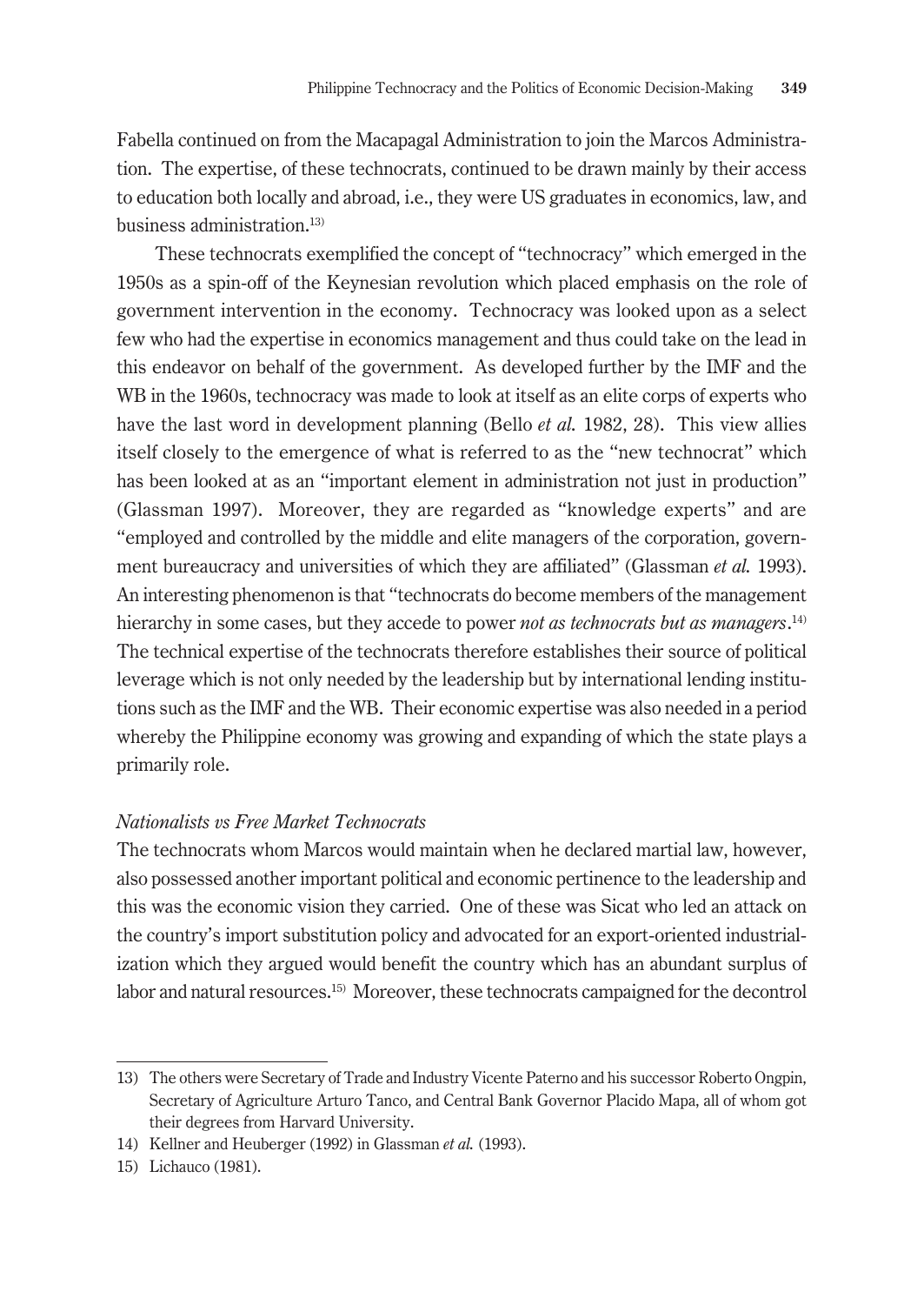Fabella continued on from the Macapagal Administration to join the Marcos Administration. The expertise, of these technocrats, continued to be drawn mainly by their access to education both locally and abroad, i.e., they were US graduates in economics, law, and business administration.[13]

These technocrats exemplified the concept of "technocracy" which emerged in the 1950s as a spin-off of the Keynesian revolution which placed emphasis on the role of government intervention in the economy. Technocracy was looked upon as a select few who had the expertise in economics management and thus could take on the lead in this endeavor on behalf of the government. As developed further by the IMF and the WB in the 1960s, technocracy was made to look at itself as an elite corps of experts who have the last word in development planning (Bello *et al.* 1982, 28). This view allies itself closely to the emergence of what is referred to as the "new technocrat" which has been looked at as an "important element in administration not just in production" (Glassman 1997). Moreover, they are regarded as "knowledge experts" and are "employed and controlled by the middle and elite managers of the corporation, government bureaucracy and universities of which they are affiliated" (Glassman *et al.* 1993). An interesting phenomenon is that "technocrats do become members of the management hierarchy in some cases, but they accede to power *not as technocrats but as managers*.[14] The technical expertise of the technocrats therefore establishes their source of political leverage which is not only needed by the leadership but by international lending institutions such as the IMF and the WB. Their economic expertise was also needed in a period whereby the Philippine economy was growing and expanding of which the state plays a primarily role.

*Nationalists vs Free Market Technocrats*

The technocrats whom Marcos would maintain when he declared martial law, however, also possessed another important political and economic pertinence to the leadership and this was the economic vision they carried. One of these was Sicat who led an attack on the country's import substitution policy and advocated for an export-oriented industrialization which they argued would benefit the country which has an abundant surplus of labor and natural resources.[15] Moreover, these technocrats campaigned for the decontrol

---

13) The others were Secretary of Trade and Industry Vicente Paterno and his successor Roberto Ongpin, Secretary of Agriculture Arturo Tanco, and Central Bank Governor Placido Mapa, all of whom got their degrees from Harvard University.

14) Kellner and Heuberger (1992) in Glassman *et al.* (1993).

15) Lichauco (1981).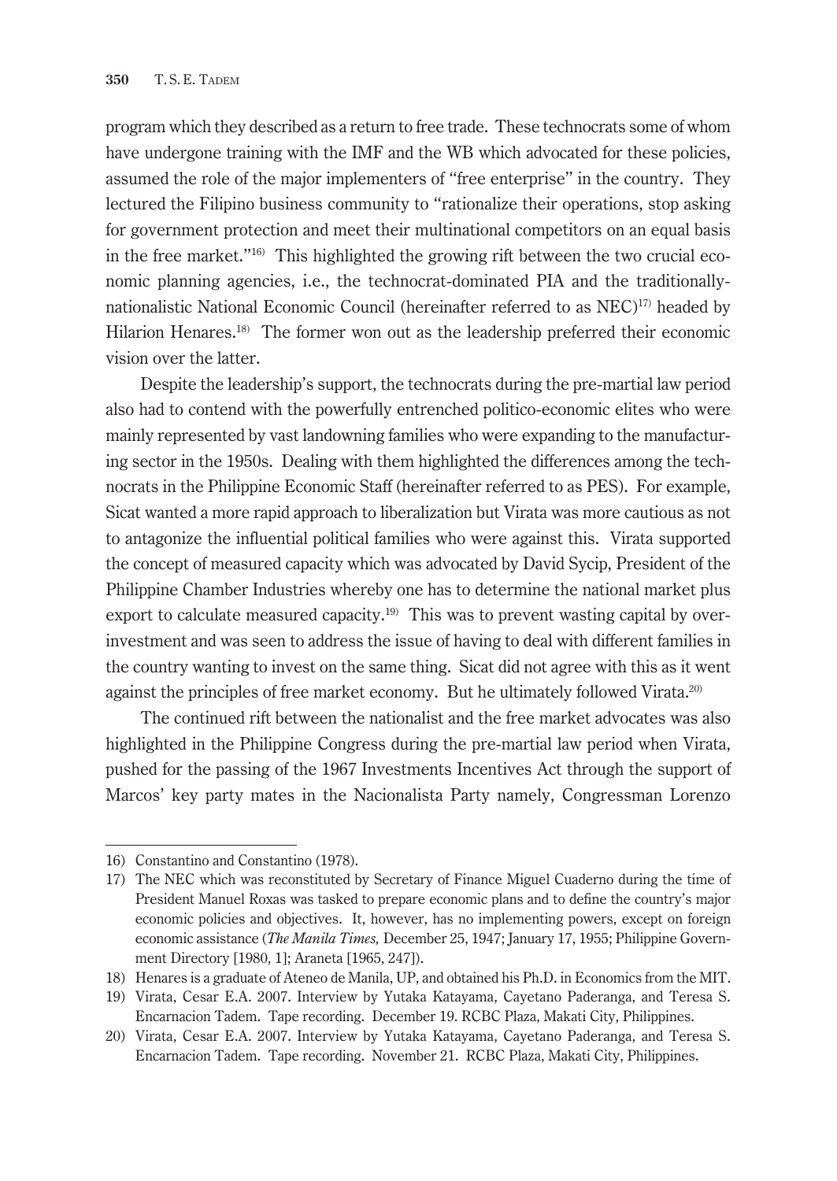program which they described as a return to free trade. These technocrats some of whom have undergone training with the IMF and the WB which advocated for these policies, assumed the role of the major implementers of "free enterprise" in the country. They lectured the Filipino business community to "rationalize their operations, stop asking for government protection and meet their multinational competitors on an equal basis in the free market."[16] This highlighted the growing rift between the two crucial economic planning agencies, i.e., the technocrat-dominated PIA and the traditionally-nationalistic National Economic Council (hereinafter referred to as NEC)[17] headed by Hilarion Henares.[18] The former won out as the leadership preferred their economic vision over the latter.

Despite the leadership's support, the technocrats during the pre-martial law period also had to contend with the powerfully entrenched politico-economic elites who were mainly represented by vast landowning families who were expanding to the manufacturing sector in the 1950s. Dealing with them highlighted the differences among the technocrats in the Philippine Economic Staff (hereinafter referred to as PES). For example, Sicat wanted a more rapid approach to liberalization but Virata was more cautious as not to antagonize the influential political families who were against this. Virata supported the concept of measured capacity which was advocated by David Sycip, President of the Philippine Chamber Industries whereby one has to determine the national market plus export to calculate measured capacity.[19] This was to prevent wasting capital by over-investment and was seen to address the issue of having to deal with different families in the country wanting to invest on the same thing. Sicat did not agree with this as it went against the principles of free market economy. But he ultimately followed Virata.[20]

The continued rift between the nationalist and the free market advocates was also highlighted in the Philippine Congress during the pre-martial law period when Virata, pushed for the passing of the 1967 Investments Incentives Act through the support of Marcos' key party mates in the Nacionalista Party namely, Congressman Lorenzo

---

16) Constantino and Constantino (1978).

17) The NEC which was reconstituted by Secretary of Finance Miguel Cuaderno during the time of President Manuel Roxas was tasked to prepare economic plans and to define the country's major economic policies and objectives. It, however, has no implementing powers, except on foreign economic assistance (*The Manila Times,* December 25, 1947; January 17, 1955; Philippine Government Directory [1980, 1]; Araneta [1965, 247]).

18) Henares is a graduate of Ateneo de Manila, UP, and obtained his Ph.D. in Economics from the MIT.

19) Virata, Cesar E.A. 2007. Interview by Yutaka Katayama, Cayetano Paderanga, and Teresa S. Encarnacion Tadem. Tape recording. December 19. RCBC Plaza, Makati City, Philippines.

20) Virata, Cesar E.A. 2007. Interview by Yutaka Katayama, Cayetano Paderanga, and Teresa S. Encarnacion Tadem. Tape recording. November 21. RCBC Plaza, Makati City, Philippines.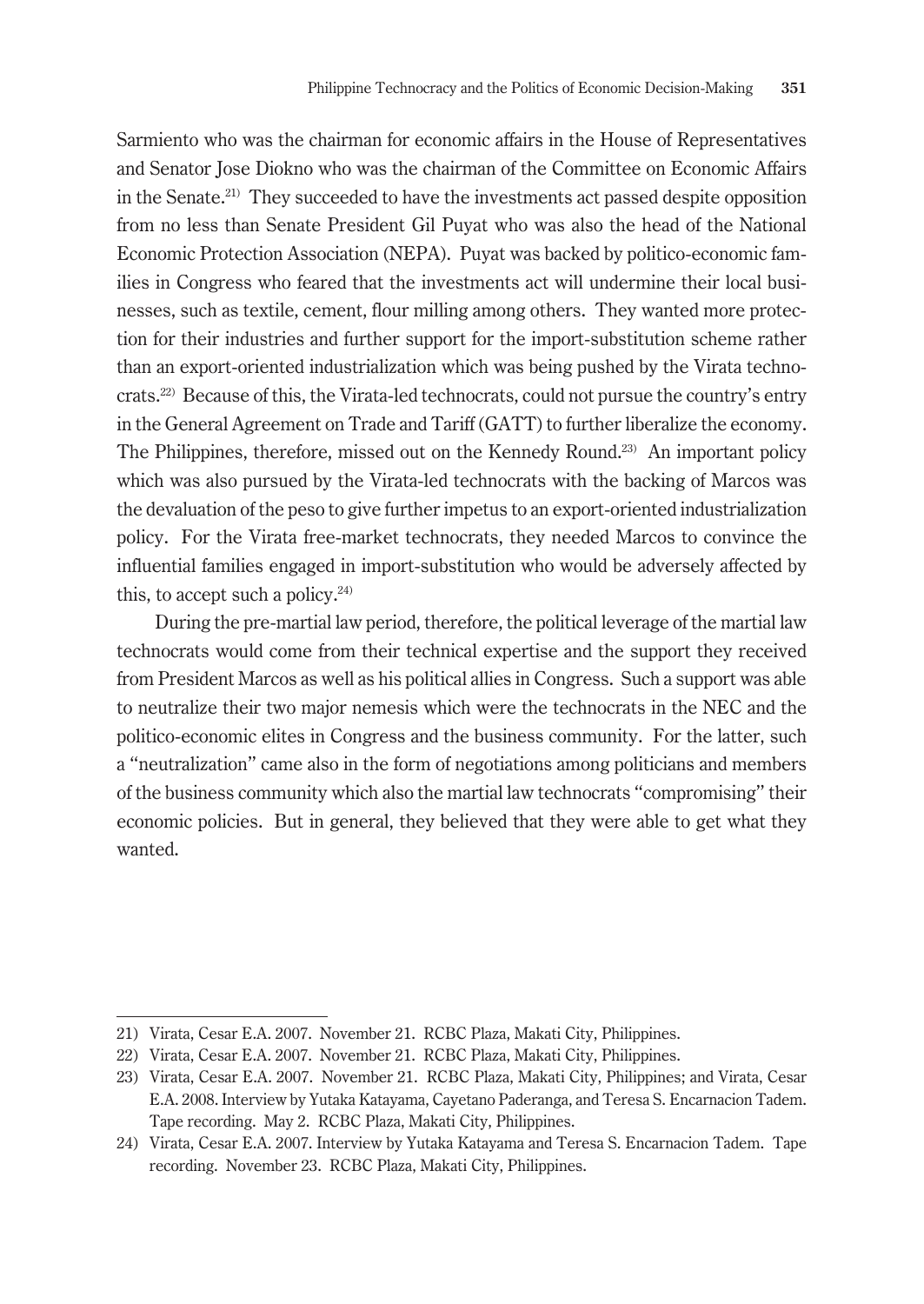Sarmiento who was the chairman for economic affairs in the House of Representatives and Senator Jose Diokno who was the chairman of the Committee on Economic Affairs in the Senate.[21] They succeeded to have the investments act passed despite opposition from no less than Senate President Gil Puyat who was also the head of the National Economic Protection Association (NEPA). Puyat was backed by politico-economic families in Congress who feared that the investments act will undermine their local businesses, such as textile, cement, flour milling among others. They wanted more protection for their industries and further support for the import-substitution scheme rather than an export-oriented industrialization which was being pushed by the Virata technocrats.[22] Because of this, the Virata-led technocrats, could not pursue the country's entry in the General Agreement on Trade and Tariff (GATT) to further liberalize the economy. The Philippines, therefore, missed out on the Kennedy Round.[23] An important policy which was also pursued by the Virata-led technocrats with the backing of Marcos was the devaluation of the peso to give further impetus to an export-oriented industrialization policy. For the Virata free-market technocrats, they needed Marcos to convince the influential families engaged in import-substitution who would be adversely affected by this, to accept such a policy.[24]

During the pre-martial law period, therefore, the political leverage of the martial law technocrats would come from their technical expertise and the support they received from President Marcos as well as his political allies in Congress. Such a support was able to neutralize their two major nemesis which were the technocrats in the NEC and the politico-economic elites in Congress and the business community. For the latter, such a "neutralization" came also in the form of negotiations among politicians and members of the business community which also the martial law technocrats "compromising" their economic policies. But in general, they believed that they were able to get what they wanted.

---

21) Virata, Cesar E.A. 2007. November 21. RCBC Plaza, Makati City, Philippines.

22) Virata, Cesar E.A. 2007. November 21. RCBC Plaza, Makati City, Philippines.

23) Virata, Cesar E.A. 2007. November 21. RCBC Plaza, Makati City, Philippines; and Virata, Cesar E.A. 2008. Interview by Yutaka Katayama, Cayetano Paderanga, and Teresa S. Encarnacion Tadem. Tape recording. May 2. RCBC Plaza, Makati City, Philippines.

24) Virata, Cesar E.A. 2007. Interview by Yutaka Katayama and Teresa S. Encarnacion Tadem. Tape recording. November 23. RCBC Plaza, Makati City, Philippines.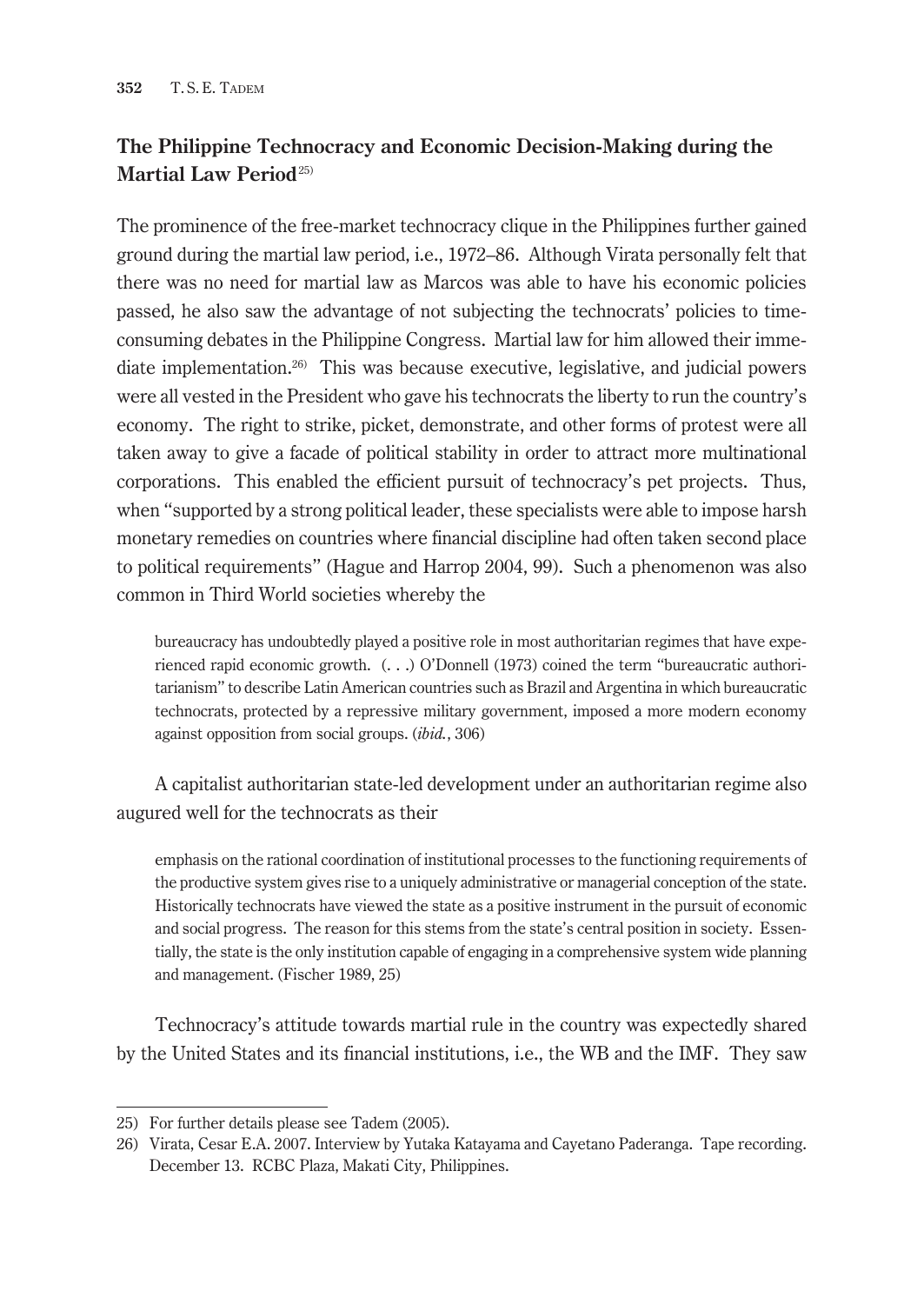## The Philippine Technocracy and Economic Decision-Making during the Martial Law Period[25]

The prominence of the free-market technocracy clique in the Philippines further gained ground during the martial law period, i.e., 1972–86. Although Virata personally felt that there was no need for martial law as Marcos was able to have his economic policies passed, he also saw the advantage of not subjecting the technocrats' policies to time-consuming debates in the Philippine Congress. Martial law for him allowed their immediate implementation.[26] This was because executive, legislative, and judicial powers were all vested in the President who gave his technocrats the liberty to run the country's economy. The right to strike, picket, demonstrate, and other forms of protest were all taken away to give a facade of political stability in order to attract more multinational corporations. This enabled the efficient pursuit of technocracy's pet projects. Thus, when "supported by a strong political leader, these specialists were able to impose harsh monetary remedies on countries where financial discipline had often taken second place to political requirements" (Hague and Harrop 2004, 99). Such a phenomenon was also common in Third World societies whereby the

> bureaucracy has undoubtedly played a positive role in most authoritarian regimes that have experienced rapid economic growth. (. . .) O'Donnell (1973) coined the term "bureaucratic authoritarianism" to describe Latin American countries such as Brazil and Argentina in which bureaucratic technocrats, protected by a repressive military government, imposed a more modern economy against opposition from social groups. (*ibid.*, 306)

A capitalist authoritarian state-led development under an authoritarian regime also augured well for the technocrats as their

> emphasis on the rational coordination of institutional processes to the functioning requirements of the productive system gives rise to a uniquely administrative or managerial conception of the state. Historically technocrats have viewed the state as a positive instrument in the pursuit of economic and social progress. The reason for this stems from the state's central position in society. Essentially, the state is the only institution capable of engaging in a comprehensive system wide planning and management. (Fischer 1989, 25)

Technocracy's attitude towards martial rule in the country was expectedly shared by the United States and its financial institutions, i.e., the WB and the IMF. They saw

---

25) For further details please see Tadem (2005).

26) Virata, Cesar E.A. 2007. Interview by Yutaka Katayama and Cayetano Paderanga. Tape recording. December 13. RCBC Plaza, Makati City, Philippines.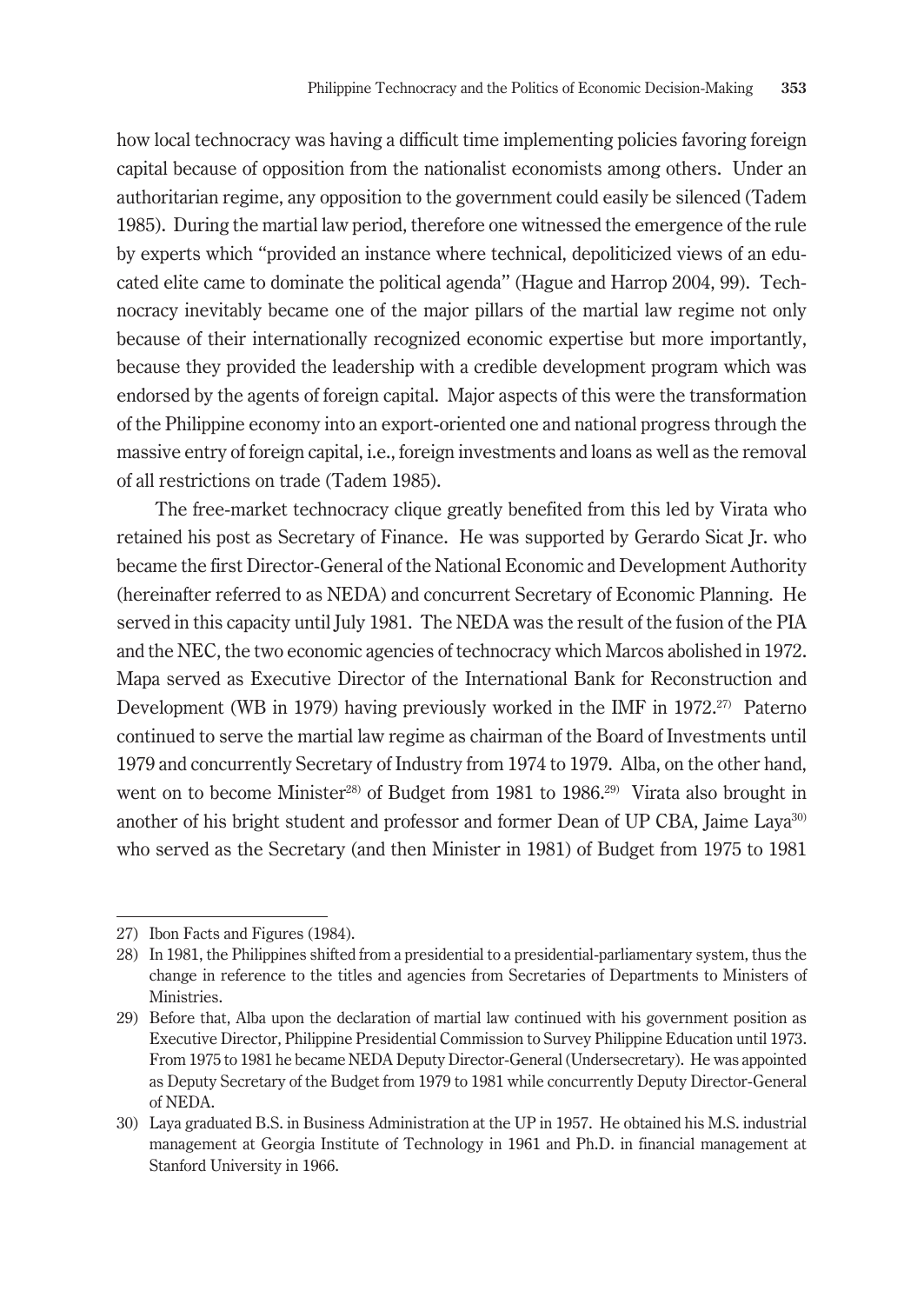how local technocracy was having a difficult time implementing policies favoring foreign capital because of opposition from the nationalist economists among others. Under an authoritarian regime, any opposition to the government could easily be silenced (Tadem 1985). During the martial law period, therefore one witnessed the emergence of the rule by experts which "provided an instance where technical, depoliticized views of an educated elite came to dominate the political agenda" (Hague and Harrop 2004, 99). Technocracy inevitably became one of the major pillars of the martial law regime not only because of their internationally recognized economic expertise but more importantly, because they provided the leadership with a credible development program which was endorsed by the agents of foreign capital. Major aspects of this were the transformation of the Philippine economy into an export-oriented one and national progress through the massive entry of foreign capital, i.e., foreign investments and loans as well as the removal of all restrictions on trade (Tadem 1985).

The free-market technocracy clique greatly benefited from this led by Virata who retained his post as Secretary of Finance. He was supported by Gerardo Sicat Jr. who became the first Director-General of the National Economic and Development Authority (hereinafter referred to as NEDA) and concurrent Secretary of Economic Planning. He served in this capacity until July 1981. The NEDA was the result of the fusion of the PIA and the NEC, the two economic agencies of technocracy which Marcos abolished in 1972. Mapa served as Executive Director of the International Bank for Reconstruction and Development (WB in 1979) having previously worked in the IMF in 1972.[27] Paterno continued to serve the martial law regime as chairman of the Board of Investments until 1979 and concurrently Secretary of Industry from 1974 to 1979. Alba, on the other hand, went on to become Minister[28] of Budget from 1981 to 1986.[29] Virata also brought in another of his bright student and professor and former Dean of UP CBA, Jaime Laya[30] who served as the Secretary (and then Minister in 1981) of Budget from 1975 to 1981

---

27) Ibon Facts and Figures (1984).

28) In 1981, the Philippines shifted from a presidential to a presidential-parliamentary system, thus the change in reference to the titles and agencies from Secretaries of Departments to Ministers of Ministries.

29) Before that, Alba upon the declaration of martial law continued with his government position as Executive Director, Philippine Presidential Commission to Survey Philippine Education until 1973. From 1975 to 1981 he became NEDA Deputy Director-General (Undersecretary). He was appointed as Deputy Secretary of the Budget from 1979 to 1981 while concurrently Deputy Director-General of NEDA.

30) Laya graduated B.S. in Business Administration at the UP in 1957. He obtained his M.S. industrial management at Georgia Institute of Technology in 1961 and Ph.D. in financial management at Stanford University in 1966.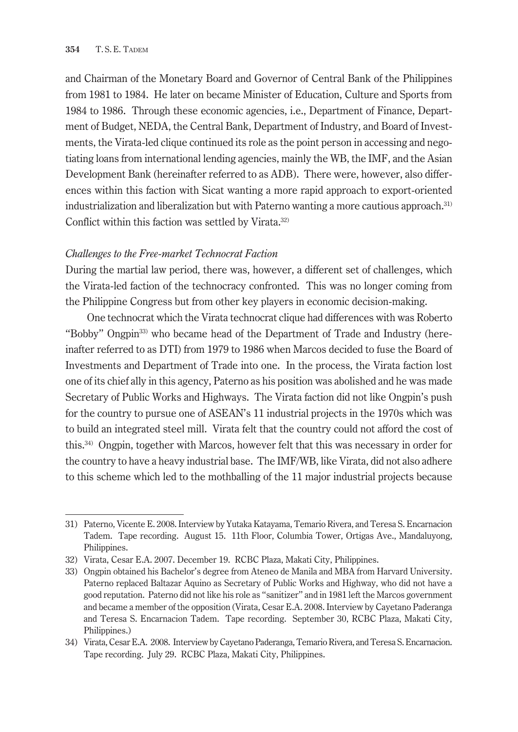and Chairman of the Monetary Board and Governor of Central Bank of the Philippines from 1981 to 1984. He later on became Minister of Education, Culture and Sports from 1984 to 1986. Through these economic agencies, i.e., Department of Finance, Department of Budget, NEDA, the Central Bank, Department of Industry, and Board of Investments, the Virata-led clique continued its role as the point person in accessing and negotiating loans from international lending agencies, mainly the WB, the IMF, and the Asian Development Bank (hereinafter referred to as ADB). There were, however, also differences within this faction with Sicat wanting a more rapid approach to export-oriented industrialization and liberalization but with Paterno wanting a more cautious approach.[31] Conflict within this faction was settled by Virata.[32]

*Challenges to the Free-market Technocrat Faction*

During the martial law period, there was, however, a different set of challenges, which the Virata-led faction of the technocracy confronted. This was no longer coming from the Philippine Congress but from other key players in economic decision-making.

One technocrat which the Virata technocrat clique had differences with was Roberto "Bobby" Ongpin[33] who became head of the Department of Trade and Industry (hereinafter referred to as DTI) from 1979 to 1986 when Marcos decided to fuse the Board of Investments and Department of Trade into one. In the process, the Virata faction lost one of its chief ally in this agency, Paterno as his position was abolished and he was made Secretary of Public Works and Highways. The Virata faction did not like Ongpin's push for the country to pursue one of ASEAN's 11 industrial projects in the 1970s which was to build an integrated steel mill. Virata felt that the country could not afford the cost of this.[34] Ongpin, together with Marcos, however felt that this was necessary in order for the country to have a heavy industrial base. The IMF/WB, like Virata, did not also adhere to this scheme which led to the mothballing of the 11 major industrial projects because

---

31) Paterno, Vicente E. 2008. Interview by Yutaka Katayama, Temario Rivera, and Teresa S. Encarnacion Tadem. Tape recording. August 15. 11th Floor, Columbia Tower, Ortigas Ave., Mandaluyong, Philippines.

32) Virata, Cesar E.A. 2007. December 19. RCBC Plaza, Makati City, Philippines.

33) Ongpin obtained his Bachelor's degree from Ateneo de Manila and MBA from Harvard University. Paterno replaced Baltazar Aquino as Secretary of Public Works and Highway, who did not have a good reputation. Paterno did not like his role as "sanitizer" and in 1981 left the Marcos government and became a member of the opposition (Virata, Cesar E.A. 2008. Interview by Cayetano Paderanga and Teresa S. Encarnacion Tadem. Tape recording. September 30, RCBC Plaza, Makati City, Philippines.)

34) Virata, Cesar E.A. 2008. Interview by Cayetano Paderanga, Temario Rivera, and Teresa S. Encarnacion. Tape recording. July 29. RCBC Plaza, Makati City, Philippines.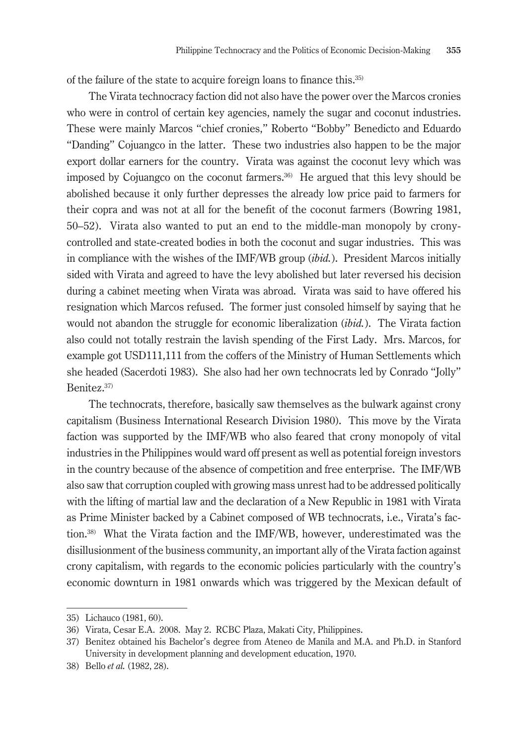of the failure of the state to acquire foreign loans to finance this.[35]

The Virata technocracy faction did not also have the power over the Marcos cronies who were in control of certain key agencies, namely the sugar and coconut industries. These were mainly Marcos "chief cronies," Roberto "Bobby" Benedicto and Eduardo "Danding" Cojuangco in the latter. These two industries also happen to be the major export dollar earners for the country. Virata was against the coconut levy which was imposed by Cojuangco on the coconut farmers.[36] He argued that this levy should be abolished because it only further depresses the already low price paid to farmers for their copra and was not at all for the benefit of the coconut farmers (Bowring 1981, 50–52). Virata also wanted to put an end to the middle-man monopoly by crony-controlled and state-created bodies in both the coconut and sugar industries. This was in compliance with the wishes of the IMF/WB group (*ibid.*). President Marcos initially sided with Virata and agreed to have the levy abolished but later reversed his decision during a cabinet meeting when Virata was abroad. Virata was said to have offered his resignation which Marcos refused. The former just consoled himself by saying that he would not abandon the struggle for economic liberalization (*ibid.*). The Virata faction also could not totally restrain the lavish spending of the First Lady. Mrs. Marcos, for example got USD111,111 from the coffers of the Ministry of Human Settlements which she headed (Sacerdoti 1983). She also had her own technocrats led by Conrado "Jolly" Benitez.[37]

The technocrats, therefore, basically saw themselves as the bulwark against crony capitalism (Business International Research Division 1980). This move by the Virata faction was supported by the IMF/WB who also feared that crony monopoly of vital industries in the Philippines would ward off present as well as potential foreign investors in the country because of the absence of competition and free enterprise. The IMF/WB also saw that corruption coupled with growing mass unrest had to be addressed politically with the lifting of martial law and the declaration of a New Republic in 1981 with Virata as Prime Minister backed by a Cabinet composed of WB technocrats, i.e., Virata's faction.[38] What the Virata faction and the IMF/WB, however, underestimated was the disillusionment of the business community, an important ally of the Virata faction against crony capitalism, with regards to the economic policies particularly with the country's economic downturn in 1981 onwards which was triggered by the Mexican default of

---

35) Lichauco (1981, 60).

36) Virata, Cesar E.A. 2008. May 2. RCBC Plaza, Makati City, Philippines.

37) Benitez obtained his Bachelor's degree from Ateneo de Manila and M.A. and Ph.D. in Stanford University in development planning and development education, 1970.

38) Bello *et al.* (1982, 28).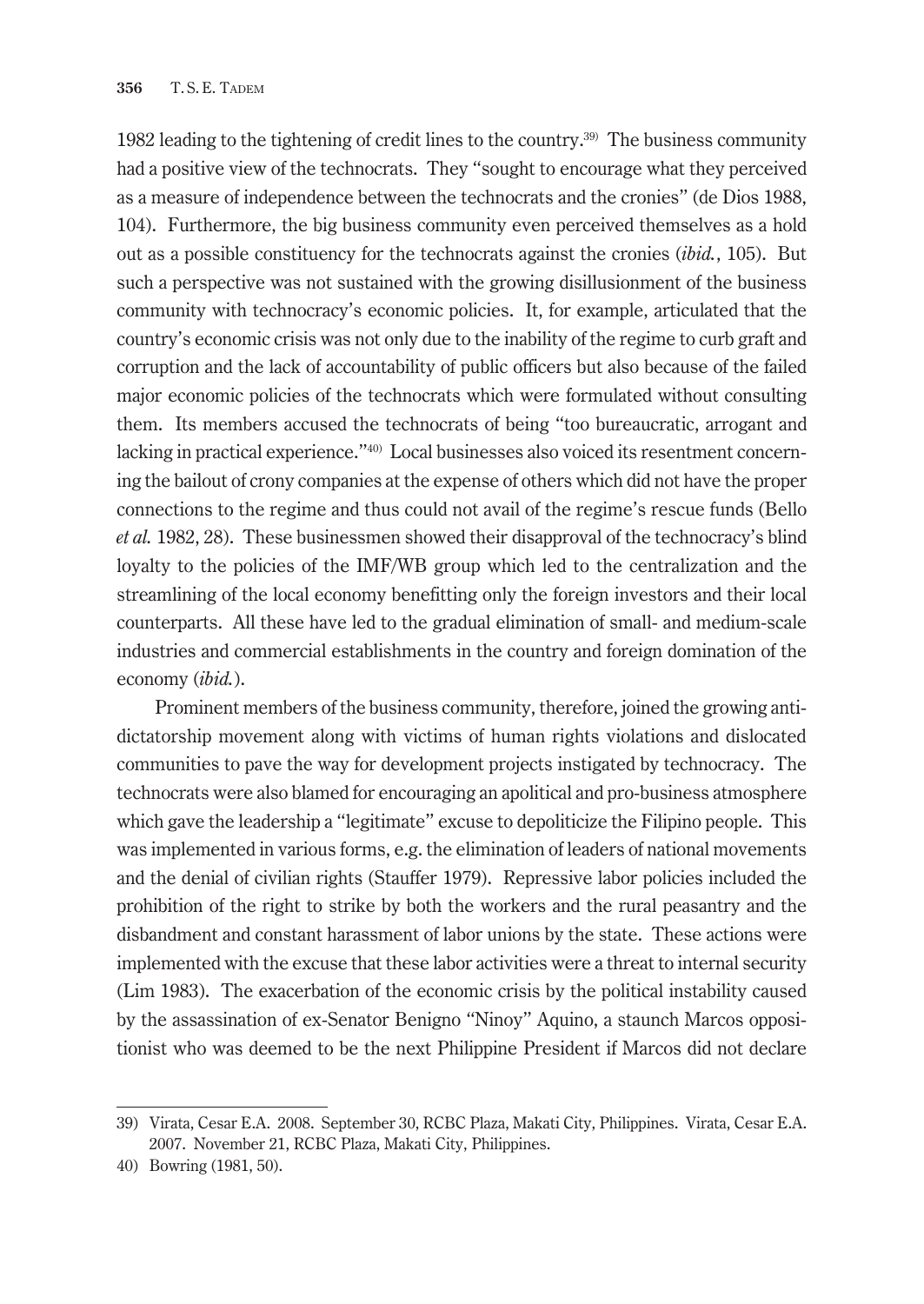1982 leading to the tightening of credit lines to the country.[39] The business community had a positive view of the technocrats. They "sought to encourage what they perceived as a measure of independence between the technocrats and the cronies" (de Dios 1988, 104). Furthermore, the big business community even perceived themselves as a hold out as a possible constituency for the technocrats against the cronies (*ibid.*, 105). But such a perspective was not sustained with the growing disillusionment of the business community with technocracy's economic policies. It, for example, articulated that the country's economic crisis was not only due to the inability of the regime to curb graft and corruption and the lack of accountability of public officers but also because of the failed major economic policies of the technocrats which were formulated without consulting them. Its members accused the technocrats of being "too bureaucratic, arrogant and lacking in practical experience."[40] Local businesses also voiced its resentment concerning the bailout of crony companies at the expense of others which did not have the proper connections to the regime and thus could not avail of the regime's rescue funds (Bello *et al.* 1982, 28). These businessmen showed their disapproval of the technocracy's blind loyalty to the policies of the IMF/WB group which led to the centralization and the streamlining of the local economy benefitting only the foreign investors and their local counterparts. All these have led to the gradual elimination of small- and medium-scale industries and commercial establishments in the country and foreign domination of the economy (*ibid.*).

Prominent members of the business community, therefore, joined the growing anti-dictatorship movement along with victims of human rights violations and dislocated communities to pave the way for development projects instigated by technocracy. The technocrats were also blamed for encouraging an apolitical and pro-business atmosphere which gave the leadership a "legitimate" excuse to depoliticize the Filipino people. This was implemented in various forms, e.g. the elimination of leaders of national movements and the denial of civilian rights (Stauffer 1979). Repressive labor policies included the prohibition of the right to strike by both the workers and the rural peasantry and the disbandment and constant harassment of labor unions by the state. These actions were implemented with the excuse that these labor activities were a threat to internal security (Lim 1983). The exacerbation of the economic crisis by the political instability caused by the assassination of ex-Senator Benigno "Ninoy" Aquino, a staunch Marcos oppositionist who was deemed to be the next Philippine President if Marcos did not declare

---

39) Virata, Cesar E.A. 2008. September 30, RCBC Plaza, Makati City, Philippines. Virata, Cesar E.A. 2007. November 21, RCBC Plaza, Makati City, Philippines.

40) Bowring (1981, 50).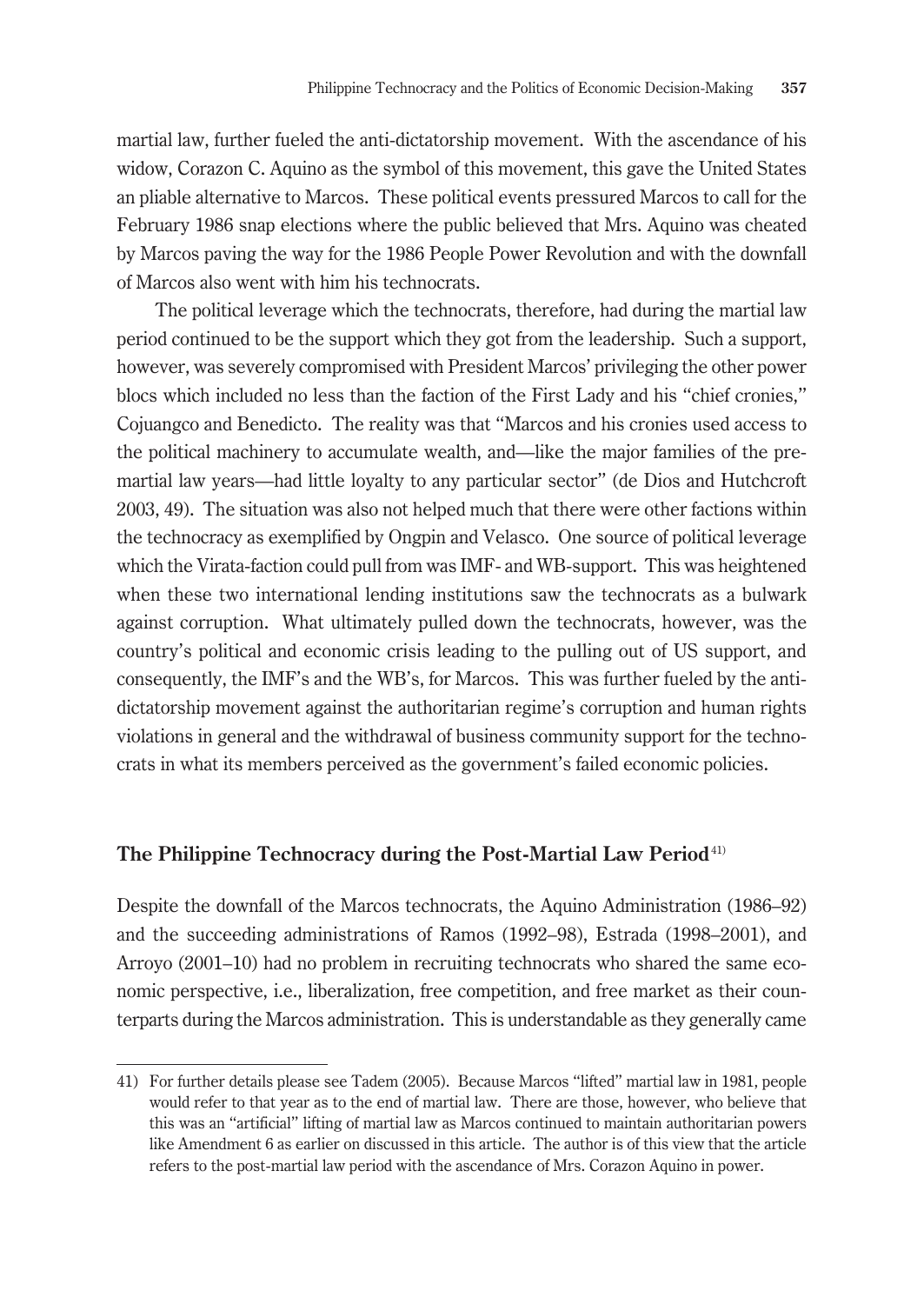martial law, further fueled the anti-dictatorship movement. With the ascendance of his widow, Corazon C. Aquino as the symbol of this movement, this gave the United States an pliable alternative to Marcos. These political events pressured Marcos to call for the February 1986 snap elections where the public believed that Mrs. Aquino was cheated by Marcos paving the way for the 1986 People Power Revolution and with the downfall of Marcos also went with him his technocrats.

The political leverage which the technocrats, therefore, had during the martial law period continued to be the support which they got from the leadership. Such a support, however, was severely compromised with President Marcos' privileging the other power blocs which included no less than the faction of the First Lady and his "chief cronies," Cojuangco and Benedicto. The reality was that "Marcos and his cronies used access to the political machinery to accumulate wealth, and—like the major families of the pre-martial law years—had little loyalty to any particular sector" (de Dios and Hutchcroft 2003, 49). The situation was also not helped much that there were other factions within the technocracy as exemplified by Ongpin and Velasco. One source of political leverage which the Virata-faction could pull from was IMF- and WB-support. This was heightened when these two international lending institutions saw the technocrats as a bulwark against corruption. What ultimately pulled down the technocrats, however, was the country's political and economic crisis leading to the pulling out of US support, and consequently, the IMF's and the WB's, for Marcos. This was further fueled by the anti-dictatorship movement against the authoritarian regime's corruption and human rights violations in general and the withdrawal of business community support for the technocrats in what its members perceived as the government's failed economic policies.

## The Philippine Technocracy during the Post-Martial Law Period[41]

Despite the downfall of the Marcos technocrats, the Aquino Administration (1986–92) and the succeeding administrations of Ramos (1992–98), Estrada (1998–2001), and Arroyo (2001–10) had no problem in recruiting technocrats who shared the same economic perspective, i.e., liberalization, free competition, and free market as their counterparts during the Marcos administration. This is understandable as they generally came

41) For further details please see Tadem (2005). Because Marcos "lifted" martial law in 1981, people would refer to that year as to the end of martial law. There are those, however, who believe that this was an "artificial" lifting of martial law as Marcos continued to maintain authoritarian powers like Amendment 6 as earlier on discussed in this article. The author is of this view that the article refers to the post-martial law period with the ascendance of Mrs. Corazon Aquino in power.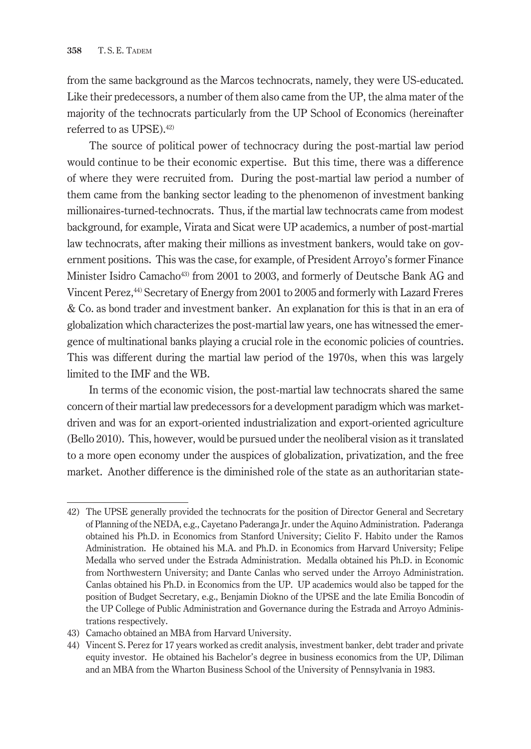from the same background as the Marcos technocrats, namely, they were US-educated. Like their predecessors, a number of them also came from the UP, the alma mater of the majority of the technocrats particularly from the UP School of Economics (hereinafter referred to as UPSE).[42]

The source of political power of technocracy during the post-martial law period would continue to be their economic expertise. But this time, there was a difference of where they were recruited from. During the post-martial law period a number of them came from the banking sector leading to the phenomenon of investment banking millionaires-turned-technocrats. Thus, if the martial law technocrats came from modest background, for example, Virata and Sicat were UP academics, a number of post-martial law technocrats, after making their millions as investment bankers, would take on government positions. This was the case, for example, of President Arroyo's former Finance Minister Isidro Camacho[43] from 2001 to 2003, and formerly of Deutsche Bank AG and Vincent Perez,[44] Secretary of Energy from 2001 to 2005 and formerly with Lazard Freres & Co. as bond trader and investment banker. An explanation for this is that in an era of globalization which characterizes the post-martial law years, one has witnessed the emergence of multinational banks playing a crucial role in the economic policies of countries. This was different during the martial law period of the 1970s, when this was largely limited to the IMF and the WB.

In terms of the economic vision, the post-martial law technocrats shared the same concern of their martial law predecessors for a development paradigm which was market-driven and was for an export-oriented industrialization and export-oriented agriculture (Bello 2010). This, however, would be pursued under the neoliberal vision as it translated to a more open economy under the auspices of globalization, privatization, and the free market. Another difference is the diminished role of the state as an authoritarian state-

---

42) The UPSE generally provided the technocrats for the position of Director General and Secretary of Planning of the NEDA, e.g., Cayetano Paderanga Jr. under the Aquino Administration. Paderanga obtained his Ph.D. in Economics from Stanford University; Cielito F. Habito under the Ramos Administration. He obtained his M.A. and Ph.D. in Economics from Harvard University; Felipe Medalla who served under the Estrada Administration. Medalla obtained his Ph.D. in Economic from Northwestern University; and Dante Canlas who served under the Arroyo Administration. Canlas obtained his Ph.D. in Economics from the UP. UP academics would also be tapped for the position of Budget Secretary, e.g., Benjamin Diokno of the UPSE and the late Emilia Boncodin of the UP College of Public Administration and Governance during the Estrada and Arroyo Administrations respectively.

43) Camacho obtained an MBA from Harvard University.

44) Vincent S. Perez for 17 years worked as credit analysis, investment banker, debt trader and private equity investor. He obtained his Bachelor's degree in business economics from the UP, Diliman and an MBA from the Wharton Business School of the University of Pennsylvania in 1983.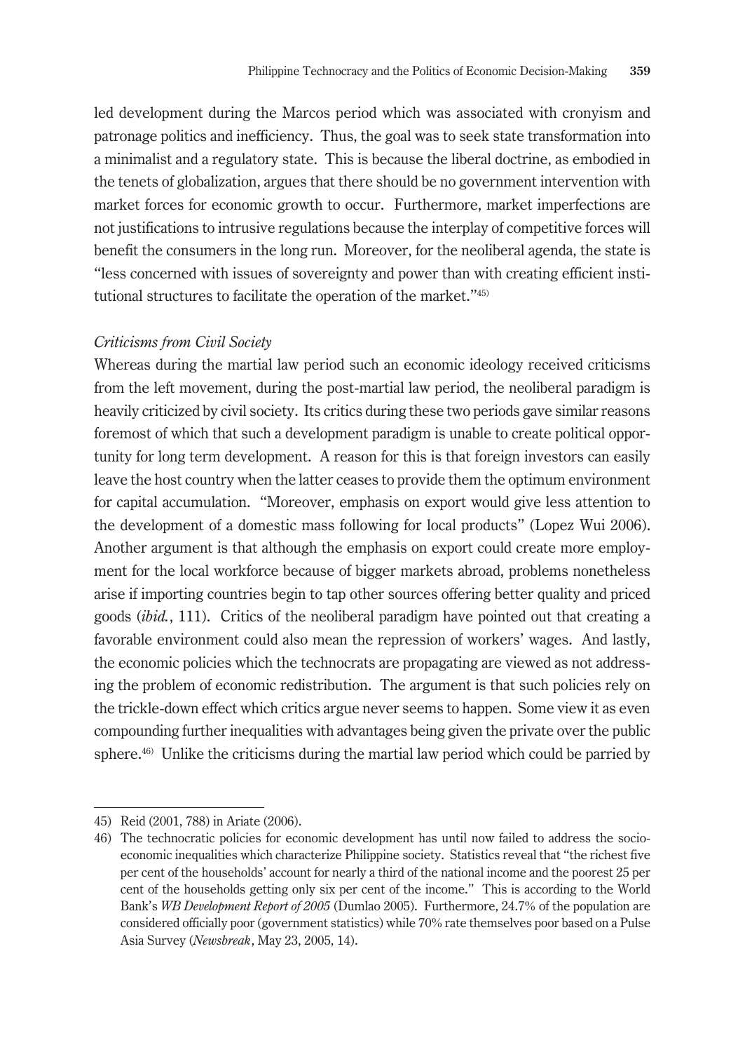led development during the Marcos period which was associated with cronyism and patronage politics and inefficiency. Thus, the goal was to seek state transformation into a minimalist and a regulatory state. This is because the liberal doctrine, as embodied in the tenets of globalization, argues that there should be no government intervention with market forces for economic growth to occur. Furthermore, market imperfections are not justifications to intrusive regulations because the interplay of competitive forces will benefit the consumers in the long run. Moreover, for the neoliberal agenda, the state is "less concerned with issues of sovereignty and power than with creating efficient institutional structures to facilitate the operation of the market."[45]

*Criticisms from Civil Society*

Whereas during the martial law period such an economic ideology received criticisms from the left movement, during the post-martial law period, the neoliberal paradigm is heavily criticized by civil society. Its critics during these two periods gave similar reasons foremost of which that such a development paradigm is unable to create political opportunity for long term development. A reason for this is that foreign investors can easily leave the host country when the latter ceases to provide them the optimum environment for capital accumulation. "Moreover, emphasis on export would give less attention to the development of a domestic mass following for local products" (Lopez Wui 2006). Another argument is that although the emphasis on export could create more employment for the local workforce because of bigger markets abroad, problems nonetheless arise if importing countries begin to tap other sources offering better quality and priced goods (*ibid.*, 111). Critics of the neoliberal paradigm have pointed out that creating a favorable environment could also mean the repression of workers' wages. And lastly, the economic policies which the technocrats are propagating are viewed as not addressing the problem of economic redistribution. The argument is that such policies rely on the trickle-down effect which critics argue never seems to happen. Some view it as even compounding further inequalities with advantages being given the private over the public sphere.[46] Unlike the criticisms during the martial law period which could be parried by

---

45) Reid (2001, 788) in Ariate (2006).

46) The technocratic policies for economic development has until now failed to address the socio-economic inequalities which characterize Philippine society. Statistics reveal that "the richest five per cent of the households' account for nearly a third of the national income and the poorest 25 per cent of the households getting only six per cent of the income." This is according to the World Bank's *WB Development Report of 2005* (Dumlao 2005). Furthermore, 24.7% of the population are considered officially poor (government statistics) while 70% rate themselves poor based on a Pulse Asia Survey (*Newsbreak*, May 23, 2005, 14).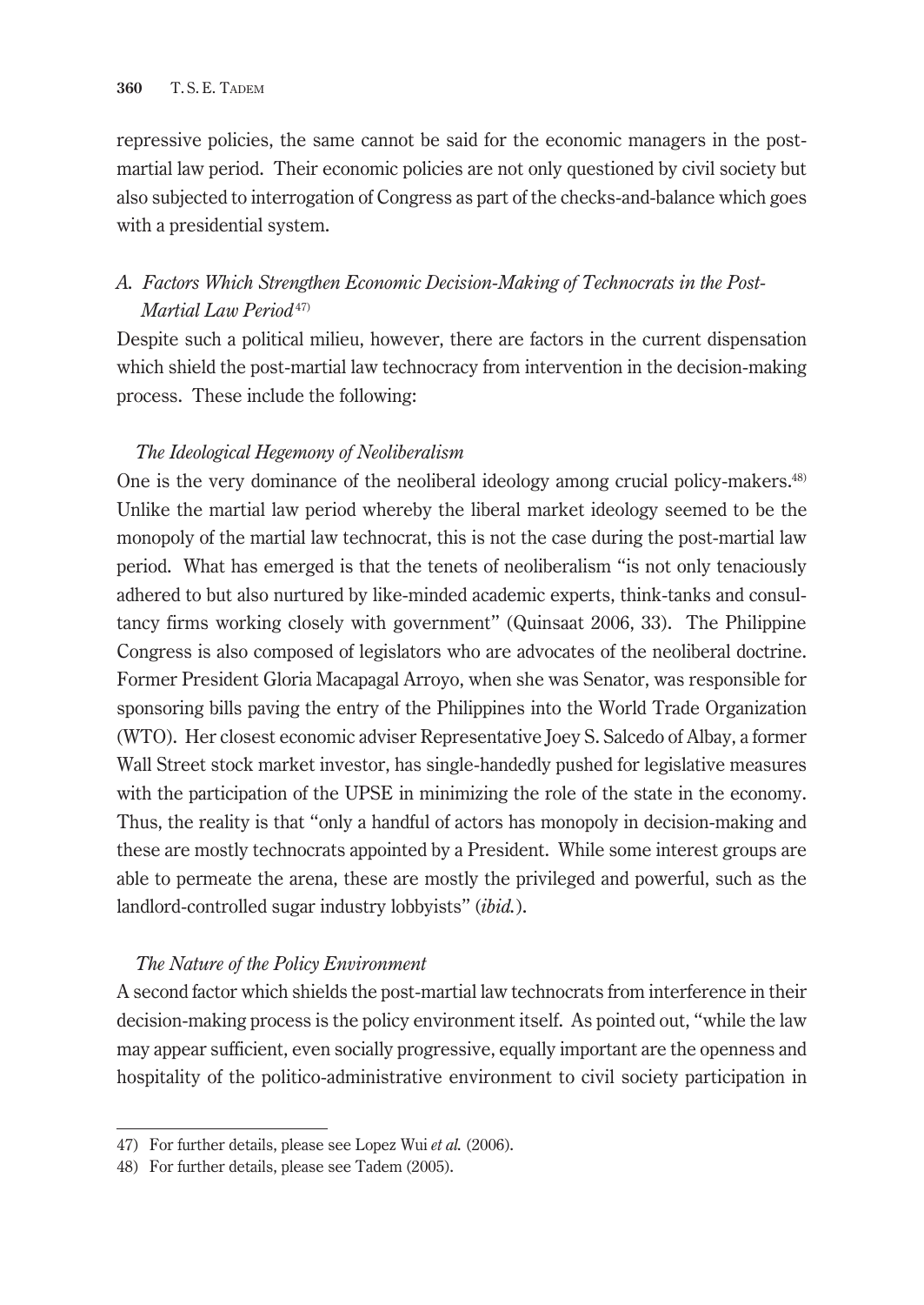repressive policies, the same cannot be said for the economic managers in the post-martial law period. Their economic policies are not only questioned by civil society but also subjected to interrogation of Congress as part of the checks-and-balance which goes with a presidential system.

### *A. Factors Which Strengthen Economic Decision-Making of Technocrats in the Post-Martial Law Period*[47]

Despite such a political milieu, however, there are factors in the current dispensation which shield the post-martial law technocracy from intervention in the decision-making process. These include the following:

#### *The Ideological Hegemony of Neoliberalism*

One is the very dominance of the neoliberal ideology among crucial policy-makers.[48] Unlike the martial law period whereby the liberal market ideology seemed to be the monopoly of the martial law technocrat, this is not the case during the post-martial law period. What has emerged is that the tenets of neoliberalism "is not only tenaciously adhered to but also nurtured by like-minded academic experts, think-tanks and consultancy firms working closely with government" (Quinsaat 2006, 33). The Philippine Congress is also composed of legislators who are advocates of the neoliberal doctrine. Former President Gloria Macapagal Arroyo, when she was Senator, was responsible for sponsoring bills paving the entry of the Philippines into the World Trade Organization (WTO). Her closest economic adviser Representative Joey S. Salcedo of Albay, a former Wall Street stock market investor, has single-handedly pushed for legislative measures with the participation of the UPSE in minimizing the role of the state in the economy. Thus, the reality is that "only a handful of actors has monopoly in decision-making and these are mostly technocrats appointed by a President. While some interest groups are able to permeate the arena, these are mostly the privileged and powerful, such as the landlord-controlled sugar industry lobbyists" (*ibid.*).

#### *The Nature of the Policy Environment*

A second factor which shields the post-martial law technocrats from interference in their decision-making process is the policy environment itself. As pointed out, "while the law may appear sufficient, even socially progressive, equally important are the openness and hospitality of the politico-administrative environment to civil society participation in

---

47) For further details, please see Lopez Wui *et al.* (2006).

48) For further details, please see Tadem (2005).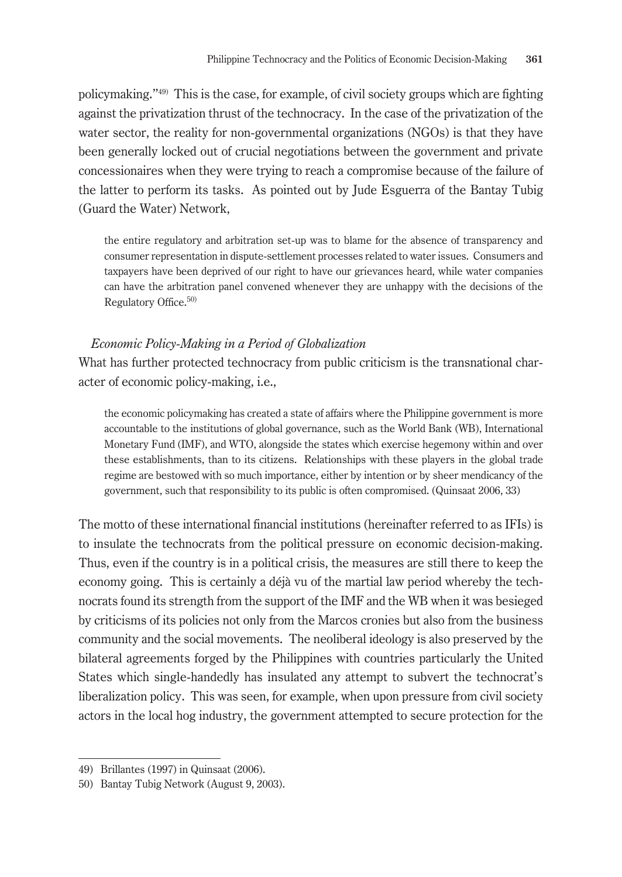policymaking."[49] This is the case, for example, of civil society groups which are fighting against the privatization thrust of the technocracy. In the case of the privatization of the water sector, the reality for non-governmental organizations (NGOs) is that they have been generally locked out of crucial negotiations between the government and private concessionaires when they were trying to reach a compromise because of the failure of the latter to perform its tasks. As pointed out by Jude Esguerra of the Bantay Tubig (Guard the Water) Network,

> the entire regulatory and arbitration set-up was to blame for the absence of transparency and consumer representation in dispute-settlement processes related to water issues. Consumers and taxpayers have been deprived of our right to have our grievances heard, while water companies can have the arbitration panel convened whenever they are unhappy with the decisions of the Regulatory Office.[50]

### *Economic Policy-Making in a Period of Globalization*

What has further protected technocracy from public criticism is the transnational character of economic policy-making, i.e.,

> the economic policymaking has created a state of affairs where the Philippine government is more accountable to the institutions of global governance, such as the World Bank (WB), International Monetary Fund (IMF), and WTO, alongside the states which exercise hegemony within and over these establishments, than to its citizens. Relationships with these players in the global trade regime are bestowed with so much importance, either by intention or by sheer mendicancy of the government, such that responsibility to its public is often compromised. (Quinsaat 2006, 33)

The motto of these international financial institutions (hereinafter referred to as IFIs) is to insulate the technocrats from the political pressure on economic decision-making. Thus, even if the country is in a political crisis, the measures are still there to keep the economy going. This is certainly a déjà vu of the martial law period whereby the technocrats found its strength from the support of the IMF and the WB when it was besieged by criticisms of its policies not only from the Marcos cronies but also from the business community and the social movements. The neoliberal ideology is also preserved by the bilateral agreements forged by the Philippines with countries particularly the United States which single-handedly has insulated any attempt to subvert the technocrat's liberalization policy. This was seen, for example, when upon pressure from civil society actors in the local hog industry, the government attempted to secure protection for the

---

49) Brillantes (1997) in Quinsaat (2006).

50) Bantay Tubig Network (August 9, 2003).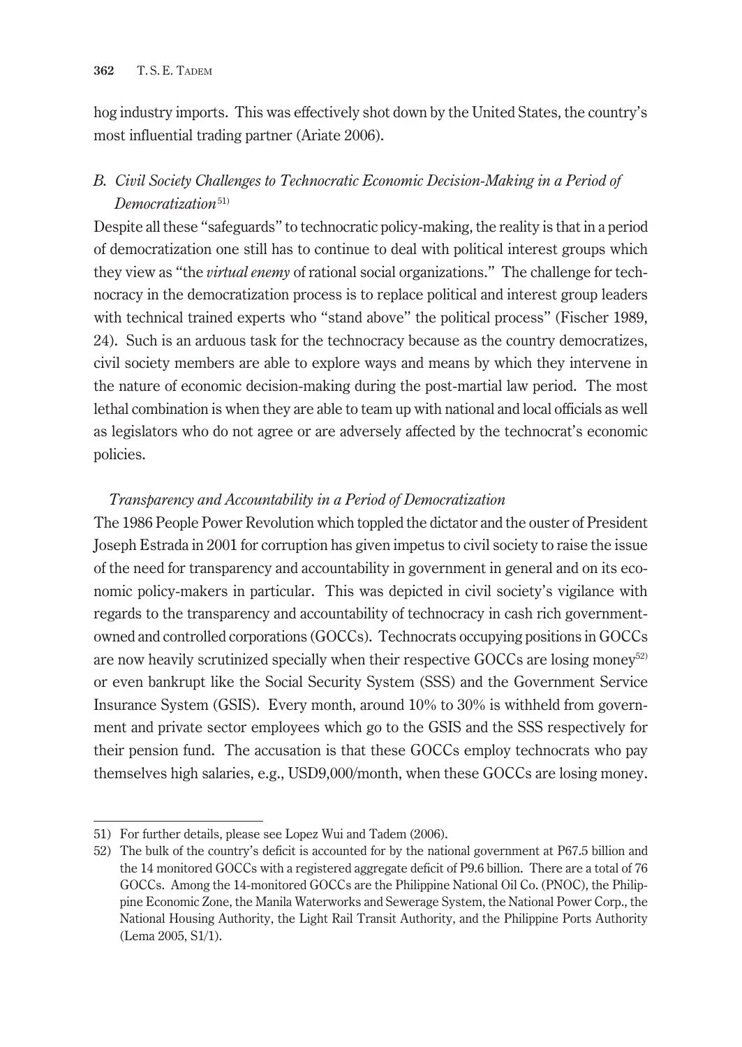hog industry imports. This was effectively shot down by the United States, the country's most influential trading partner (Ariate 2006).

### *B. Civil Society Challenges to Technocratic Economic Decision-Making in a Period of Democratization*[51]

Despite all these "safeguards" to technocratic policy-making, the reality is that in a period of democratization one still has to continue to deal with political interest groups which they view as "the *virtual enemy* of rational social organizations." The challenge for technocracy in the democratization process is to replace political and interest group leaders with technical trained experts who "stand above" the political process" (Fischer 1989, 24). Such is an arduous task for the technocracy because as the country democratizes, civil society members are able to explore ways and means by which they intervene in the nature of economic decision-making during the post-martial law period. The most lethal combination is when they are able to team up with national and local officials as well as legislators who do not agree or are adversely affected by the technocrat's economic policies.

#### *Transparency and Accountability in a Period of Democratization*

The 1986 People Power Revolution which toppled the dictator and the ouster of President Joseph Estrada in 2001 for corruption has given impetus to civil society to raise the issue of the need for transparency and accountability in government in general and on its economic policy-makers in particular. This was depicted in civil society's vigilance with regards to the transparency and accountability of technocracy in cash rich government-owned and controlled corporations (GOCCs). Technocrats occupying positions in GOCCs are now heavily scrutinized specially when their respective GOCCs are losing money[52] or even bankrupt like the Social Security System (SSS) and the Government Service Insurance System (GSIS). Every month, around 10% to 30% is withheld from government and private sector employees which go to the GSIS and the SSS respectively for their pension fund. The accusation is that these GOCCs employ technocrats who pay themselves high salaries, e.g., USD9,000/month, when these GOCCs are losing money.

---

51) For further details, please see Lopez Wui and Tadem (2006).

52) The bulk of the country's deficit is accounted for by the national government at P67.5 billion and the 14 monitored GOCCs with a registered aggregate deficit of P9.6 billion. There are a total of 76 GOCCs. Among the 14-monitored GOCCs are the Philippine National Oil Co. (PNOC), the Philippine Economic Zone, the Manila Waterworks and Sewerage System, the National Power Corp., the National Housing Authority, the Light Rail Transit Authority, and the Philippine Ports Authority (Lema 2005, S1/1).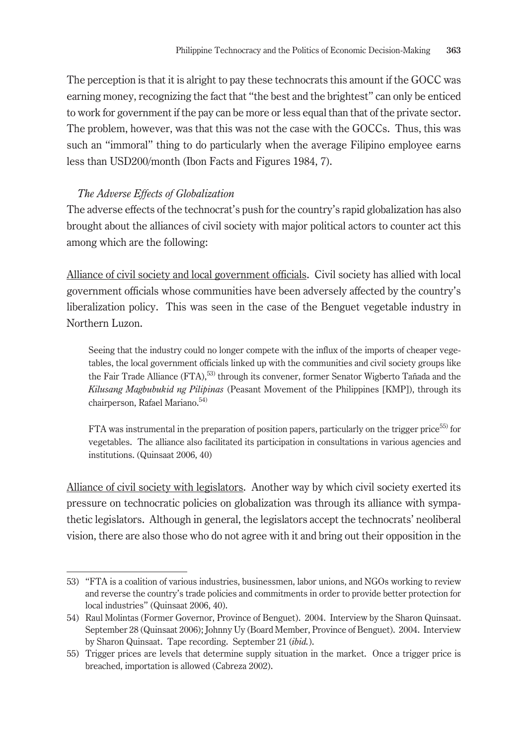The perception is that it is alright to pay these technocrats this amount if the GOCC was earning money, recognizing the fact that "the best and the brightest" can only be enticed to work for government if the pay can be more or less equal than that of the private sector. The problem, however, was that this was not the case with the GOCCs. Thus, this was such an "immoral" thing to do particularly when the average Filipino employee earns less than USD200/month (Ibon Facts and Figures 1984, 7).

### *The Adverse Effects of Globalization*

The adverse effects of the technocrat's push for the country's rapid globalization has also brought about the alliances of civil society with major political actors to counter act this among which are the following:

Alliance of civil society and local government officials. Civil society has allied with local government officials whose communities have been adversely affected by the country's liberalization policy. This was seen in the case of the Benguet vegetable industry in Northern Luzon.

> Seeing that the industry could no longer compete with the influx of the imports of cheaper vegetables, the local government officials linked up with the communities and civil society groups like the Fair Trade Alliance (FTA),[53] through its convener, former Senator Wigberto Tañada and the *Kilusang Magbubukid ng Pilipinas* (Peasant Movement of the Philippines [KMP]), through its chairperson, Rafael Mariano.[54]
>
> FTA was instrumental in the preparation of position papers, particularly on the trigger price[55] for vegetables. The alliance also facilitated its participation in consultations in various agencies and institutions. (Quinsaat 2006, 40)

Alliance of civil society with legislators. Another way by which civil society exerted its pressure on technocratic policies on globalization was through its alliance with sympathetic legislators. Although in general, the legislators accept the technocrats' neoliberal vision, there are also those who do not agree with it and bring out their opposition in the

---

53) "FTA is a coalition of various industries, businessmen, labor unions, and NGOs working to review and reverse the country's trade policies and commitments in order to provide better protection for local industries" (Quinsaat 2006, 40).

54) Raul Molintas (Former Governor, Province of Benguet). 2004. Interview by the Sharon Quinsaat. September 28 (Quinsaat 2006); Johnny Uy (Board Member, Province of Benguet). 2004. Interview by Sharon Quinsaat. Tape recording. September 21 (*ibid.*).

55) Trigger prices are levels that determine supply situation in the market. Once a trigger price is breached, importation is allowed (Cabreza 2002).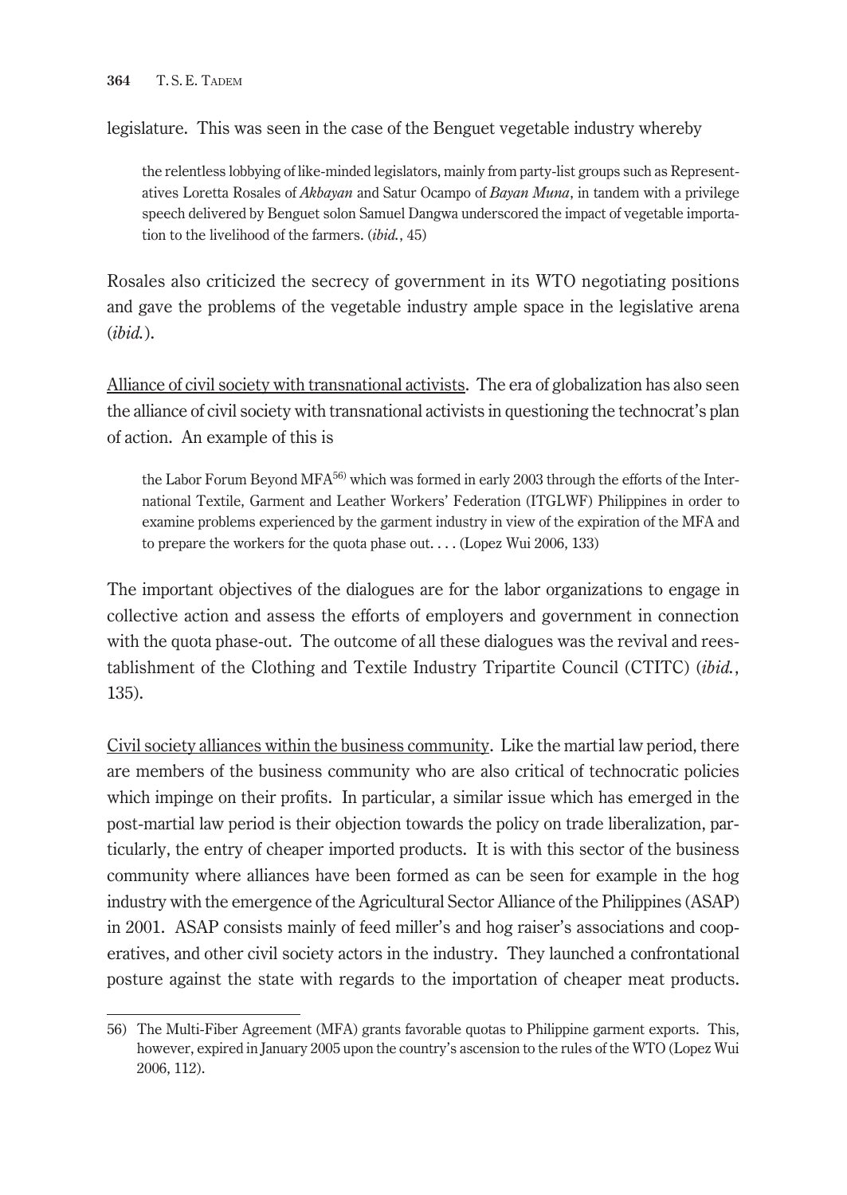legislature. This was seen in the case of the Benguet vegetable industry whereby

> the relentless lobbying of like-minded legislators, mainly from party-list groups such as Representatives Loretta Rosales of *Akbayan* and Satur Ocampo of *Bayan Muna*, in tandem with a privilege speech delivered by Benguet solon Samuel Dangwa underscored the impact of vegetable importation to the livelihood of the farmers. (*ibid.*, 45)

Rosales also criticized the secrecy of government in its WTO negotiating positions and gave the problems of the vegetable industry ample space in the legislative arena (*ibid.*).

<u>Alliance of civil society with transnational activists</u>. The era of globalization has also seen the alliance of civil society with transnational activists in questioning the technocrat's plan of action. An example of this is

> the Labor Forum Beyond MFA[56] which was formed in early 2003 through the efforts of the International Textile, Garment and Leather Workers' Federation (ITGLWF) Philippines in order to examine problems experienced by the garment industry in view of the expiration of the MFA and to prepare the workers for the quota phase out. . . . (Lopez Wui 2006, 133)

The important objectives of the dialogues are for the labor organizations to engage in collective action and assess the efforts of employers and government in connection with the quota phase-out. The outcome of all these dialogues was the revival and reestablishment of the Clothing and Textile Industry Tripartite Council (CTITC) (*ibid.*, 135).

<u>Civil society alliances within the business community</u>. Like the martial law period, there are members of the business community who are also critical of technocratic policies which impinge on their profits. In particular, a similar issue which has emerged in the post-martial law period is their objection towards the policy on trade liberalization, particularly, the entry of cheaper imported products. It is with this sector of the business community where alliances have been formed as can be seen for example in the hog industry with the emergence of the Agricultural Sector Alliance of the Philippines (ASAP) in 2001. ASAP consists mainly of feed miller's and hog raiser's associations and cooperatives, and other civil society actors in the industry. They launched a confrontational posture against the state with regards to the importation of cheaper meat products.

---

56) The Multi-Fiber Agreement (MFA) grants favorable quotas to Philippine garment exports. This, however, expired in January 2005 upon the country's ascension to the rules of the WTO (Lopez Wui 2006, 112).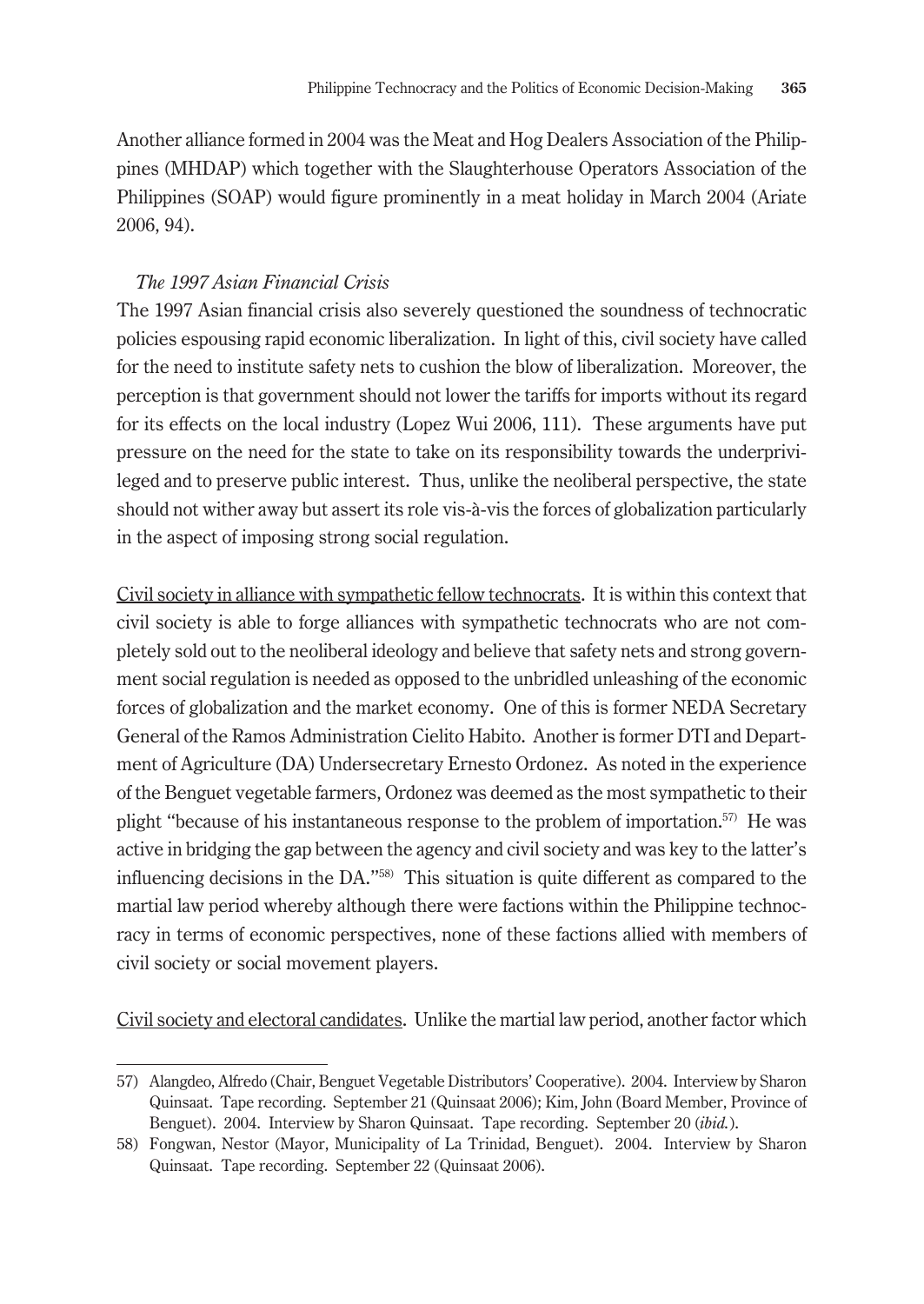Another alliance formed in 2004 was the Meat and Hog Dealers Association of the Philippines (MHDAP) which together with the Slaughterhouse Operators Association of the Philippines (SOAP) would figure prominently in a meat holiday in March 2004 (Ariate 2006, 94).

*The 1997 Asian Financial Crisis*

The 1997 Asian financial crisis also severely questioned the soundness of technocratic policies espousing rapid economic liberalization. In light of this, civil society have called for the need to institute safety nets to cushion the blow of liberalization. Moreover, the perception is that government should not lower the tariffs for imports without its regard for its effects on the local industry (Lopez Wui 2006, 111). These arguments have put pressure on the need for the state to take on its responsibility towards the underprivileged and to preserve public interest. Thus, unlike the neoliberal perspective, the state should not wither away but assert its role vis-à-vis the forces of globalization particularly in the aspect of imposing strong social regulation.

<u>Civil society in alliance with sympathetic fellow technocrats</u>. It is within this context that civil society is able to forge alliances with sympathetic technocrats who are not completely sold out to the neoliberal ideology and believe that safety nets and strong government social regulation is needed as opposed to the unbridled unleashing of the economic forces of globalization and the market economy. One of this is former NEDA Secretary General of the Ramos Administration Cielito Habito. Another is former DTI and Department of Agriculture (DA) Undersecretary Ernesto Ordonez. As noted in the experience of the Benguet vegetable farmers, Ordonez was deemed as the most sympathetic to their plight "because of his instantaneous response to the problem of importation.[57] He was active in bridging the gap between the agency and civil society and was key to the latter's influencing decisions in the DA."[58] This situation is quite different as compared to the martial law period whereby although there were factions within the Philippine technocracy in terms of economic perspectives, none of these factions allied with members of civil society or social movement players.

<u>Civil society and electoral candidates</u>. Unlike the martial law period, another factor which

---

57) Alangdeo, Alfredo (Chair, Benguet Vegetable Distributors' Cooperative). 2004. Interview by Sharon Quinsaat. Tape recording. September 21 (Quinsaat 2006); Kim, John (Board Member, Province of Benguet). 2004. Interview by Sharon Quinsaat. Tape recording. September 20 (*ibid.*).

58) Fongwan, Nestor (Mayor, Municipality of La Trinidad, Benguet). 2004. Interview by Sharon Quinsaat. Tape recording. September 22 (Quinsaat 2006).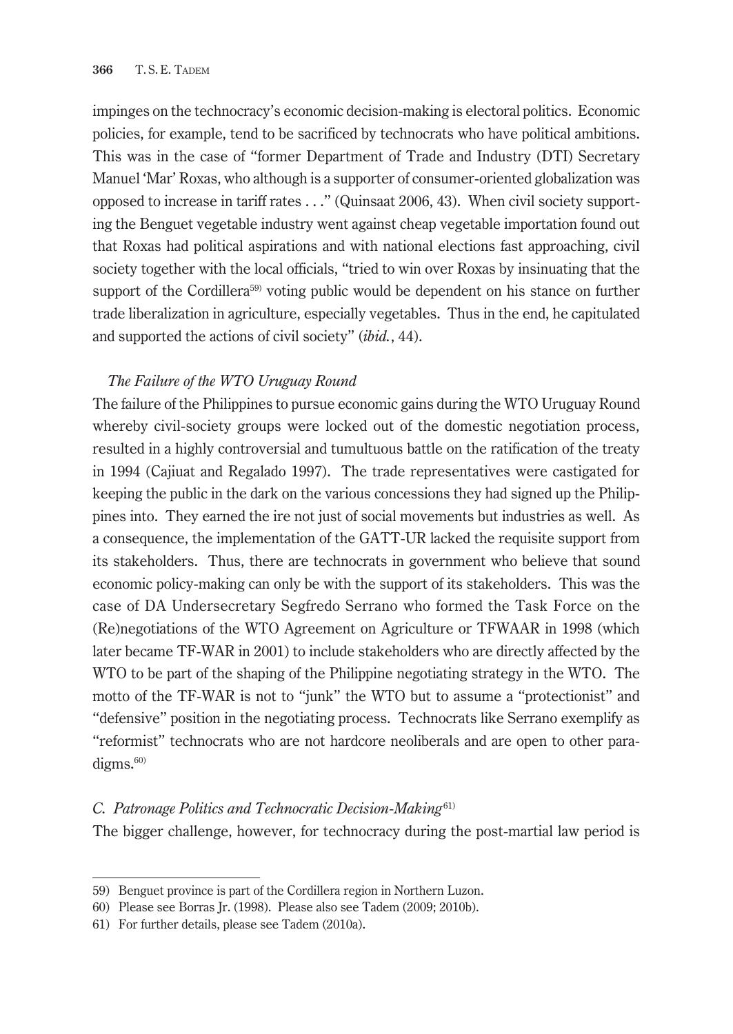impinges on the technocracy's economic decision-making is electoral politics. Economic policies, for example, tend to be sacrificed by technocrats who have political ambitions. This was in the case of "former Department of Trade and Industry (DTI) Secretary Manuel 'Mar' Roxas, who although is a supporter of consumer-oriented globalization was opposed to increase in tariff rates . . ." (Quinsaat 2006, 43). When civil society supporting the Benguet vegetable industry went against cheap vegetable importation found out that Roxas had political aspirations and with national elections fast approaching, civil society together with the local officials, "tried to win over Roxas by insinuating that the support of the Cordillera[59] voting public would be dependent on his stance on further trade liberalization in agriculture, especially vegetables. Thus in the end, he capitulated and supported the actions of civil society" (*ibid.*, 44).

*The Failure of the WTO Uruguay Round*

The failure of the Philippines to pursue economic gains during the WTO Uruguay Round whereby civil-society groups were locked out of the domestic negotiation process, resulted in a highly controversial and tumultuous battle on the ratification of the treaty in 1994 (Cajiuat and Regalado 1997). The trade representatives were castigated for keeping the public in the dark on the various concessions they had signed up the Philippines into. They earned the ire not just of social movements but industries as well. As a consequence, the implementation of the GATT-UR lacked the requisite support from its stakeholders. Thus, there are technocrats in government who believe that sound economic policy-making can only be with the support of its stakeholders. This was the case of DA Undersecretary Segfredo Serrano who formed the Task Force on the (Re)negotiations of the WTO Agreement on Agriculture or TFWAAR in 1998 (which later became TF-WAR in 2001) to include stakeholders who are directly affected by the WTO to be part of the shaping of the Philippine negotiating strategy in the WTO. The motto of the TF-WAR is not to "junk" the WTO but to assume a "protectionist" and "defensive" position in the negotiating process. Technocrats like Serrano exemplify as "reformist" technocrats who are not hardcore neoliberals and are open to other paradigms.[60]

### *C. Patronage Politics and Technocratic Decision-Making*[61]

The bigger challenge, however, for technocracy during the post-martial law period is

---

59) Benguet province is part of the Cordillera region in Northern Luzon.

60) Please see Borras Jr. (1998). Please also see Tadem (2009; 2010b).

61) For further details, please see Tadem (2010a).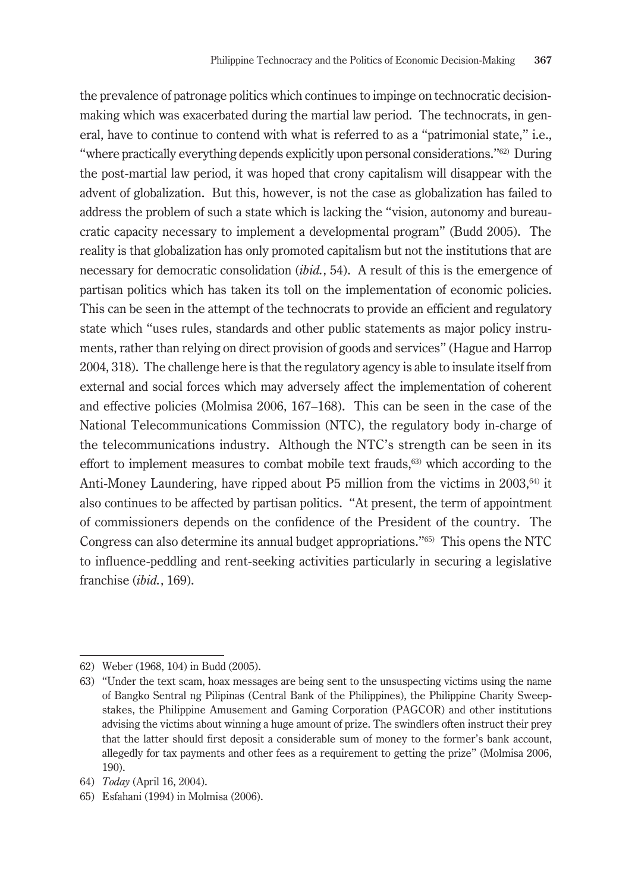the prevalence of patronage politics which continues to impinge on technocratic decision-making which was exacerbated during the martial law period. The technocrats, in general, have to continue to contend with what is referred to as a "patrimonial state," i.e., "where practically everything depends explicitly upon personal considerations."[62] During the post-martial law period, it was hoped that crony capitalism will disappear with the advent of globalization. But this, however, is not the case as globalization has failed to address the problem of such a state which is lacking the "vision, autonomy and bureaucratic capacity necessary to implement a developmental program" (Budd 2005). The reality is that globalization has only promoted capitalism but not the institutions that are necessary for democratic consolidation (*ibid.*, 54). A result of this is the emergence of partisan politics which has taken its toll on the implementation of economic policies. This can be seen in the attempt of the technocrats to provide an efficient and regulatory state which "uses rules, standards and other public statements as major policy instruments, rather than relying on direct provision of goods and services" (Hague and Harrop 2004, 318). The challenge here is that the regulatory agency is able to insulate itself from external and social forces which may adversely affect the implementation of coherent and effective policies (Molmisa 2006, 167–168). This can be seen in the case of the National Telecommunications Commission (NTC), the regulatory body in-charge of the telecommunications industry. Although the NTC's strength can be seen in its effort to implement measures to combat mobile text frauds,[63] which according to the Anti-Money Laundering, have ripped about P5 million from the victims in 2003,[64] it also continues to be affected by partisan politics. "At present, the term of appointment of commissioners depends on the confidence of the President of the country. The Congress can also determine its annual budget appropriations."[65] This opens the NTC to influence-peddling and rent-seeking activities particularly in securing a legislative franchise (*ibid.*, 169).

---

62) Weber (1968, 104) in Budd (2005).

63) "Under the text scam, hoax messages are being sent to the unsuspecting victims using the name of Bangko Sentral ng Pilipinas (Central Bank of the Philippines), the Philippine Charity Sweepstakes, the Philippine Amusement and Gaming Corporation (PAGCOR) and other institutions advising the victims about winning a huge amount of prize. The swindlers often instruct their prey that the latter should first deposit a considerable sum of money to the former's bank account, allegedly for tax payments and other fees as a requirement to getting the prize" (Molmisa 2006, 190).

64) *Today* (April 16, 2004).

65) Esfahani (1994) in Molmisa (2006).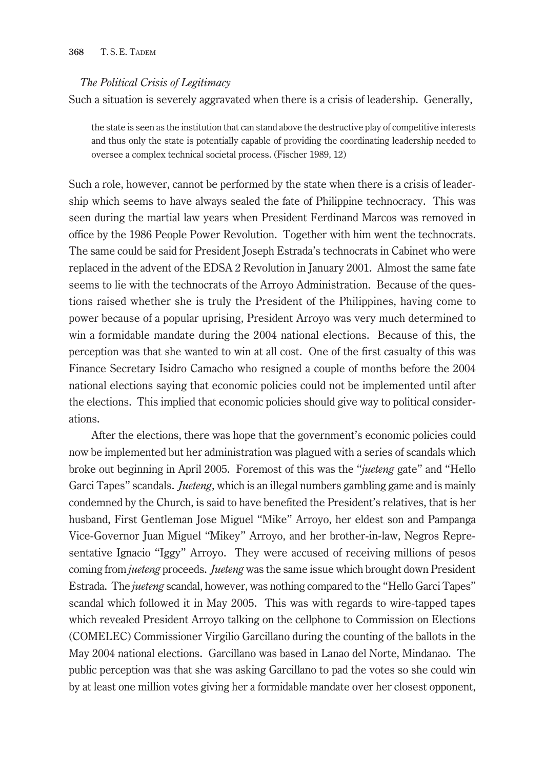*The Political Crisis of Legitimacy*

Such a situation is severely aggravated when there is a crisis of leadership. Generally,

> the state is seen as the institution that can stand above the destructive play of competitive interests and thus only the state is potentially capable of providing the coordinating leadership needed to oversee a complex technical societal process. (Fischer 1989, 12)

Such a role, however, cannot be performed by the state when there is a crisis of leadership which seems to have always sealed the fate of Philippine technocracy. This was seen during the martial law years when President Ferdinand Marcos was removed in office by the 1986 People Power Revolution. Together with him went the technocrats. The same could be said for President Joseph Estrada's technocrats in Cabinet who were replaced in the advent of the EDSA 2 Revolution in January 2001. Almost the same fate seems to lie with the technocrats of the Arroyo Administration. Because of the questions raised whether she is truly the President of the Philippines, having come to power because of a popular uprising, President Arroyo was very much determined to win a formidable mandate during the 2004 national elections. Because of this, the perception was that she wanted to win at all cost. One of the first casualty of this was Finance Secretary Isidro Camacho who resigned a couple of months before the 2004 national elections saying that economic policies could not be implemented until after the elections. This implied that economic policies should give way to political considerations.

After the elections, there was hope that the government's economic policies could now be implemented but her administration was plagued with a series of scandals which broke out beginning in April 2005. Foremost of this was the "*jueteng* gate" and "Hello Garci Tapes" scandals. *Jueteng*, which is an illegal numbers gambling game and is mainly condemned by the Church, is said to have benefited the President's relatives, that is her husband, First Gentleman Jose Miguel "Mike" Arroyo, her eldest son and Pampanga Vice-Governor Juan Miguel "Mikey" Arroyo, and her brother-in-law, Negros Representative Ignacio "Iggy" Arroyo. They were accused of receiving millions of pesos coming from *jueteng* proceeds. *Jueteng* was the same issue which brought down President Estrada. The *jueteng* scandal, however, was nothing compared to the "Hello Garci Tapes" scandal which followed it in May 2005. This was with regards to wire-tapped tapes which revealed President Arroyo talking on the cellphone to Commission on Elections (COMELEC) Commissioner Virgilio Garcillano during the counting of the ballots in the May 2004 national elections. Garcillano was based in Lanao del Norte, Mindanao. The public perception was that she was asking Garcillano to pad the votes so she could win by at least one million votes giving her a formidable mandate over her closest opponent,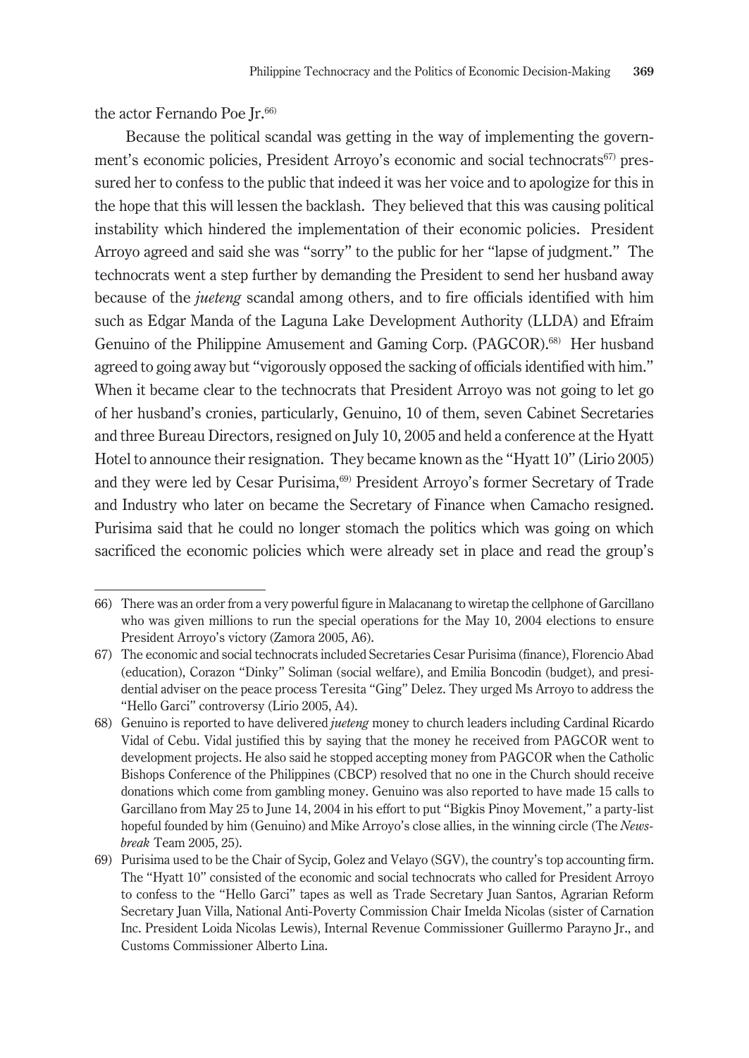the actor Fernando Poe Jr.[66]

Because the political scandal was getting in the way of implementing the government's economic policies, President Arroyo's economic and social technocrats[67] pressured her to confess to the public that indeed it was her voice and to apologize for this in the hope that this will lessen the backlash. They believed that this was causing political instability which hindered the implementation of their economic policies. President Arroyo agreed and said she was "sorry" to the public for her "lapse of judgment." The technocrats went a step further by demanding the President to send her husband away because of the *jueteng* scandal among others, and to fire officials identified with him such as Edgar Manda of the Laguna Lake Development Authority (LLDA) and Efraim Genuino of the Philippine Amusement and Gaming Corp. (PAGCOR).[68] Her husband agreed to going away but "vigorously opposed the sacking of officials identified with him." When it became clear to the technocrats that President Arroyo was not going to let go of her husband's cronies, particularly, Genuino, 10 of them, seven Cabinet Secretaries and three Bureau Directors, resigned on July 10, 2005 and held a conference at the Hyatt Hotel to announce their resignation. They became known as the "Hyatt 10" (Lirio 2005) and they were led by Cesar Purisima,[69] President Arroyo's former Secretary of Trade and Industry who later on became the Secretary of Finance when Camacho resigned. Purisima said that he could no longer stomach the politics which was going on which sacrificed the economic policies which were already set in place and read the group's

---

66) There was an order from a very powerful figure in Malacanang to wiretap the cellphone of Garcillano who was given millions to run the special operations for the May 10, 2004 elections to ensure President Arroyo's victory (Zamora 2005, A6).

67) The economic and social technocrats included Secretaries Cesar Purisima (finance), Florencio Abad (education), Corazon "Dinky" Soliman (social welfare), and Emilia Boncodin (budget), and presidential adviser on the peace process Teresita "Ging" Delez. They urged Ms Arroyo to address the "Hello Garci" controversy (Lirio 2005, A4).

68) Genuino is reported to have delivered *jueteng* money to church leaders including Cardinal Ricardo Vidal of Cebu. Vidal justified this by saying that the money he received from PAGCOR went to development projects. He also said he stopped accepting money from PAGCOR when the Catholic Bishops Conference of the Philippines (CBCP) resolved that no one in the Church should receive donations which come from gambling money. Genuino was also reported to have made 15 calls to Garcillano from May 25 to June 14, 2004 in his effort to put "Bigkis Pinoy Movement," a party-list hopeful founded by him (Genuino) and Mike Arroyo's close allies, in the winning circle (The *Newsbreak* Team 2005, 25).

69) Purisima used to be the Chair of Sycip, Golez and Velayo (SGV), the country's top accounting firm. The "Hyatt 10" consisted of the economic and social technocrats who called for President Arroyo to confess to the "Hello Garci" tapes as well as Trade Secretary Juan Santos, Agrarian Reform Secretary Juan Villa, National Anti-Poverty Commission Chair Imelda Nicolas (sister of Carnation Inc. President Loida Nicolas Lewis), Internal Revenue Commissioner Guillermo Parayno Jr., and Customs Commissioner Alberto Lina.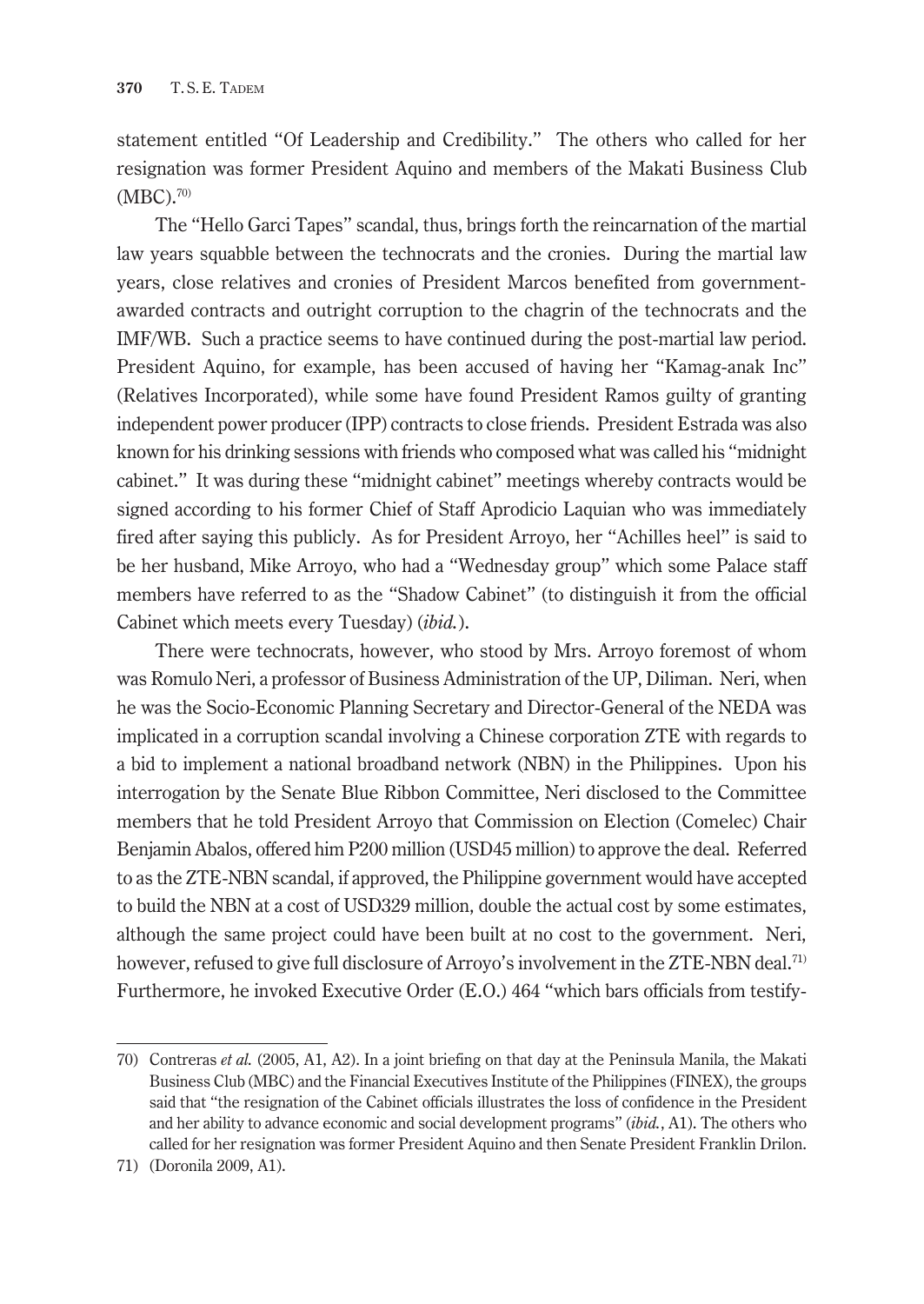statement entitled "Of Leadership and Credibility." The others who called for her resignation was former President Aquino and members of the Makati Business Club (MBC).[70]

The "Hello Garci Tapes" scandal, thus, brings forth the reincarnation of the martial law years squabble between the technocrats and the cronies. During the martial law years, close relatives and cronies of President Marcos benefited from government-awarded contracts and outright corruption to the chagrin of the technocrats and the IMF/WB. Such a practice seems to have continued during the post-martial law period. President Aquino, for example, has been accused of having her "Kamag-anak Inc" (Relatives Incorporated), while some have found President Ramos guilty of granting independent power producer (IPP) contracts to close friends. President Estrada was also known for his drinking sessions with friends who composed what was called his "midnight cabinet." It was during these "midnight cabinet" meetings whereby contracts would be signed according to his former Chief of Staff Aprodicio Laquian who was immediately fired after saying this publicly. As for President Arroyo, her "Achilles heel" is said to be her husband, Mike Arroyo, who had a "Wednesday group" which some Palace staff members have referred to as the "Shadow Cabinet" (to distinguish it from the official Cabinet which meets every Tuesday) (*ibid.*).

There were technocrats, however, who stood by Mrs. Arroyo foremost of whom was Romulo Neri, a professor of Business Administration of the UP, Diliman. Neri, when he was the Socio-Economic Planning Secretary and Director-General of the NEDA was implicated in a corruption scandal involving a Chinese corporation ZTE with regards to a bid to implement a national broadband network (NBN) in the Philippines. Upon his interrogation by the Senate Blue Ribbon Committee, Neri disclosed to the Committee members that he told President Arroyo that Commission on Election (Comelec) Chair Benjamin Abalos, offered him P200 million (USD45 million) to approve the deal. Referred to as the ZTE-NBN scandal, if approved, the Philippine government would have accepted to build the NBN at a cost of USD329 million, double the actual cost by some estimates, although the same project could have been built at no cost to the government. Neri, however, refused to give full disclosure of Arroyo's involvement in the ZTE-NBN deal.[71] Furthermore, he invoked Executive Order (E.O.) 464 "which bars officials from testify-

---

70) Contreras *et al.* (2005, A1, A2). In a joint briefing on that day at the Peninsula Manila, the Makati Business Club (MBC) and the Financial Executives Institute of the Philippines (FINEX), the groups said that "the resignation of the Cabinet officials illustrates the loss of confidence in the President and her ability to advance economic and social development programs" (*ibid.*, A1). The others who called for her resignation was former President Aquino and then Senate President Franklin Drilon.

71) (Doronila 2009, A1).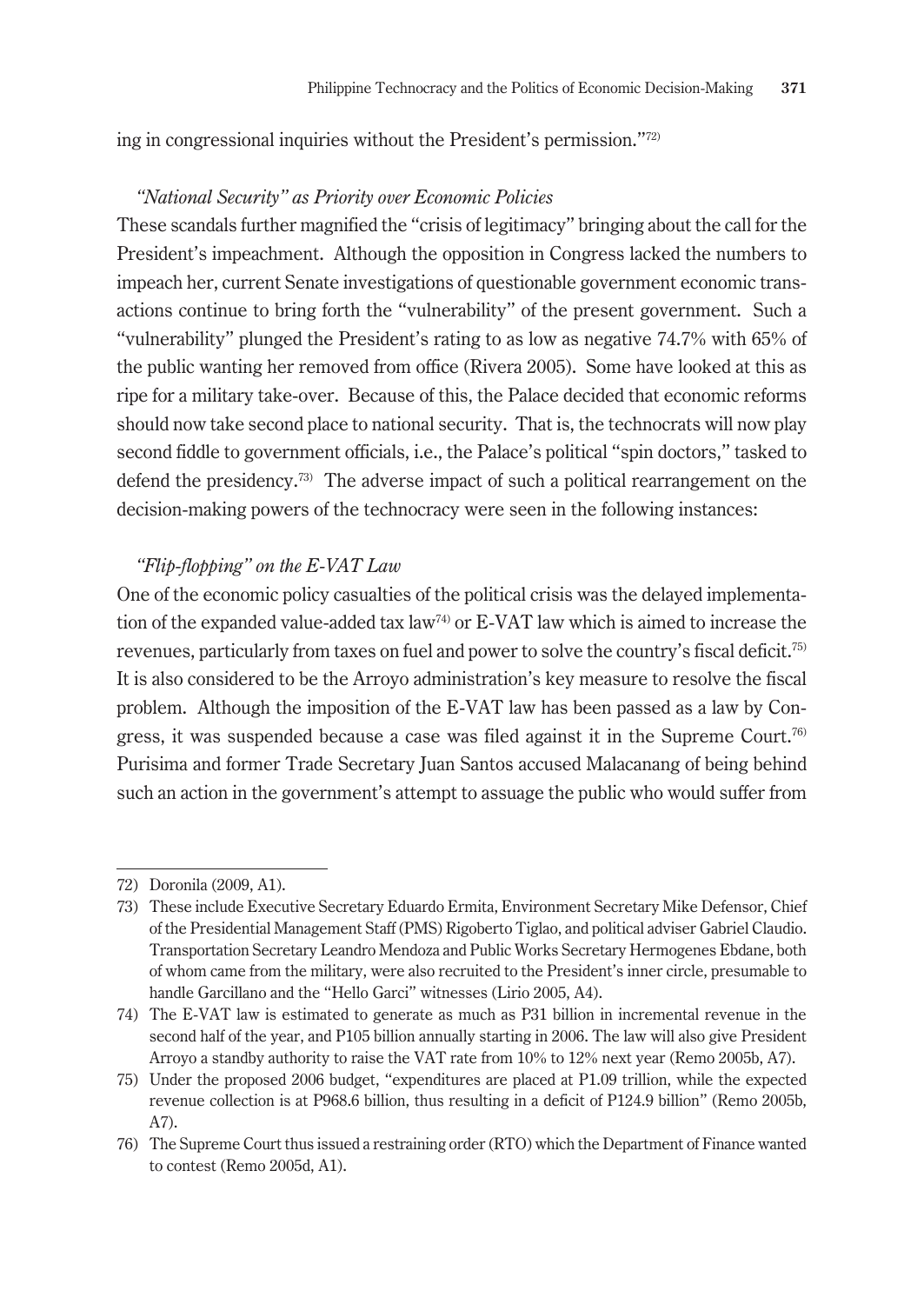ing in congressional inquiries without the President's permission."[72]

### *"National Security" as Priority over Economic Policies*

These scandals further magnified the "crisis of legitimacy" bringing about the call for the President's impeachment. Although the opposition in Congress lacked the numbers to impeach her, current Senate investigations of questionable government economic transactions continue to bring forth the "vulnerability" of the present government. Such a "vulnerability" plunged the President's rating to as low as negative 74.7% with 65% of the public wanting her removed from office (Rivera 2005). Some have looked at this as ripe for a military take-over. Because of this, the Palace decided that economic reforms should now take second place to national security. That is, the technocrats will now play second fiddle to government officials, i.e., the Palace's political "spin doctors," tasked to defend the presidency.[73] The adverse impact of such a political rearrangement on the decision-making powers of the technocracy were seen in the following instances:

### *"Flip-flopping" on the E-VAT Law*

One of the economic policy casualties of the political crisis was the delayed implementation of the expanded value-added tax law[74] or E-VAT law which is aimed to increase the revenues, particularly from taxes on fuel and power to solve the country's fiscal deficit.[75] It is also considered to be the Arroyo administration's key measure to resolve the fiscal problem. Although the imposition of the E-VAT law has been passed as a law by Congress, it was suspended because a case was filed against it in the Supreme Court.[76] Purisima and former Trade Secretary Juan Santos accused Malacanang of being behind such an action in the government's attempt to assuage the public who would suffer from

---

72) Doronila (2009, A1).

73) These include Executive Secretary Eduardo Ermita, Environment Secretary Mike Defensor, Chief of the Presidential Management Staff (PMS) Rigoberto Tiglao, and political adviser Gabriel Claudio. Transportation Secretary Leandro Mendoza and Public Works Secretary Hermogenes Ebdane, both of whom came from the military, were also recruited to the President's inner circle, presumable to handle Garcillano and the "Hello Garci" witnesses (Lirio 2005, A4).

74) The E-VAT law is estimated to generate as much as P31 billion in incremental revenue in the second half of the year, and P105 billion annually starting in 2006. The law will also give President Arroyo a standby authority to raise the VAT rate from 10% to 12% next year (Remo 2005b, A7).

75) Under the proposed 2006 budget, "expenditures are placed at P1.09 trillion, while the expected revenue collection is at P968.6 billion, thus resulting in a deficit of P124.9 billion" (Remo 2005b, A7).

76) The Supreme Court thus issued a restraining order (RTO) which the Department of Finance wanted to contest (Remo 2005d, A1).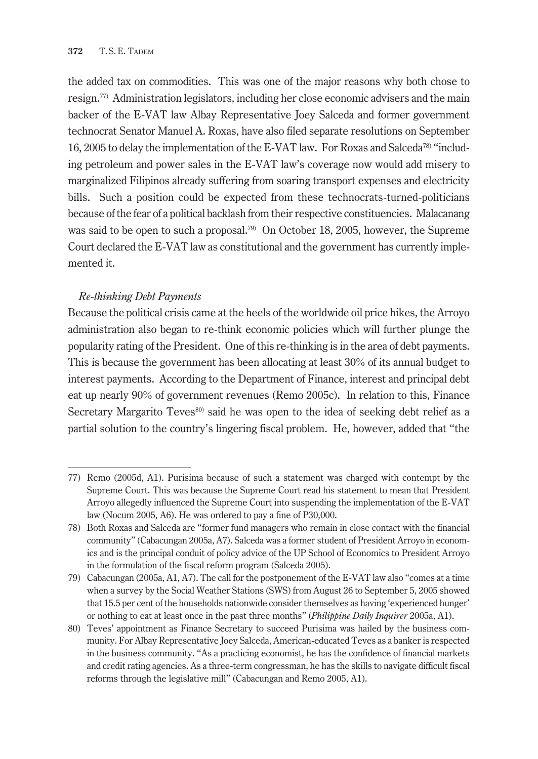the added tax on commodities. This was one of the major reasons why both chose to resign.[77] Administration legislators, including her close economic advisers and the main backer of the E-VAT law Albay Representative Joey Salceda and former government technocrat Senator Manuel A. Roxas, have also filed separate resolutions on September 16, 2005 to delay the implementation of the E-VAT law. For Roxas and Salceda[78] "including petroleum and power sales in the E-VAT law's coverage now would add misery to marginalized Filipinos already suffering from soaring transport expenses and electricity bills. Such a position could be expected from these technocrats-turned-politicians because of the fear of a political backlash from their respective constituencies. Malacanang was said to be open to such a proposal.[79] On October 18, 2005, however, the Supreme Court declared the E-VAT law as constitutional and the government has currently implemented it.

*Re-thinking Debt Payments*

Because the political crisis came at the heels of the worldwide oil price hikes, the Arroyo administration also began to re-think economic policies which will further plunge the popularity rating of the President. One of this re-thinking is in the area of debt payments. This is because the government has been allocating at least 30% of its annual budget to interest payments. According to the Department of Finance, interest and principal debt eat up nearly 90% of government revenues (Remo 2005c). In relation to this, Finance Secretary Margarito Teves[80] said he was open to the idea of seeking debt relief as a partial solution to the country's lingering fiscal problem. He, however, added that "the

---

77) Remo (2005d, A1). Purisima because of such a statement was charged with contempt by the Supreme Court. This was because the Supreme Court read his statement to mean that President Arroyo allegedly influenced the Supreme Court into suspending the implementation of the E-VAT law (Nocum 2005, A6). He was ordered to pay a fine of P30,000.

78) Both Roxas and Salceda are "former fund managers who remain in close contact with the financial community" (Cabacungan 2005a, A7). Salceda was a former student of President Arroyo in economics and is the principal conduit of policy advice of the UP School of Economics to President Arroyo in the formulation of the fiscal reform program (Salceda 2005).

79) Cabacungan (2005a, A1, A7). The call for the postponement of the E-VAT law also "comes at a time when a survey by the Social Weather Stations (SWS) from August 26 to September 5, 2005 showed that 15.5 per cent of the households nationwide consider themselves as having 'experienced hunger' or nothing to eat at least once in the past three months" (*Philippine Daily Inquirer* 2005a, A1).

80) Teves' appointment as Finance Secretary to succeed Purisima was hailed by the business community. For Albay Representative Joey Salceda, American-educated Teves as a banker is respected in the business community. "As a practicing economist, he has the confidence of financial markets and credit rating agencies. As a three-term congressman, he has the skills to navigate difficult fiscal reforms through the legislative mill" (Cabacungan and Remo 2005, A1).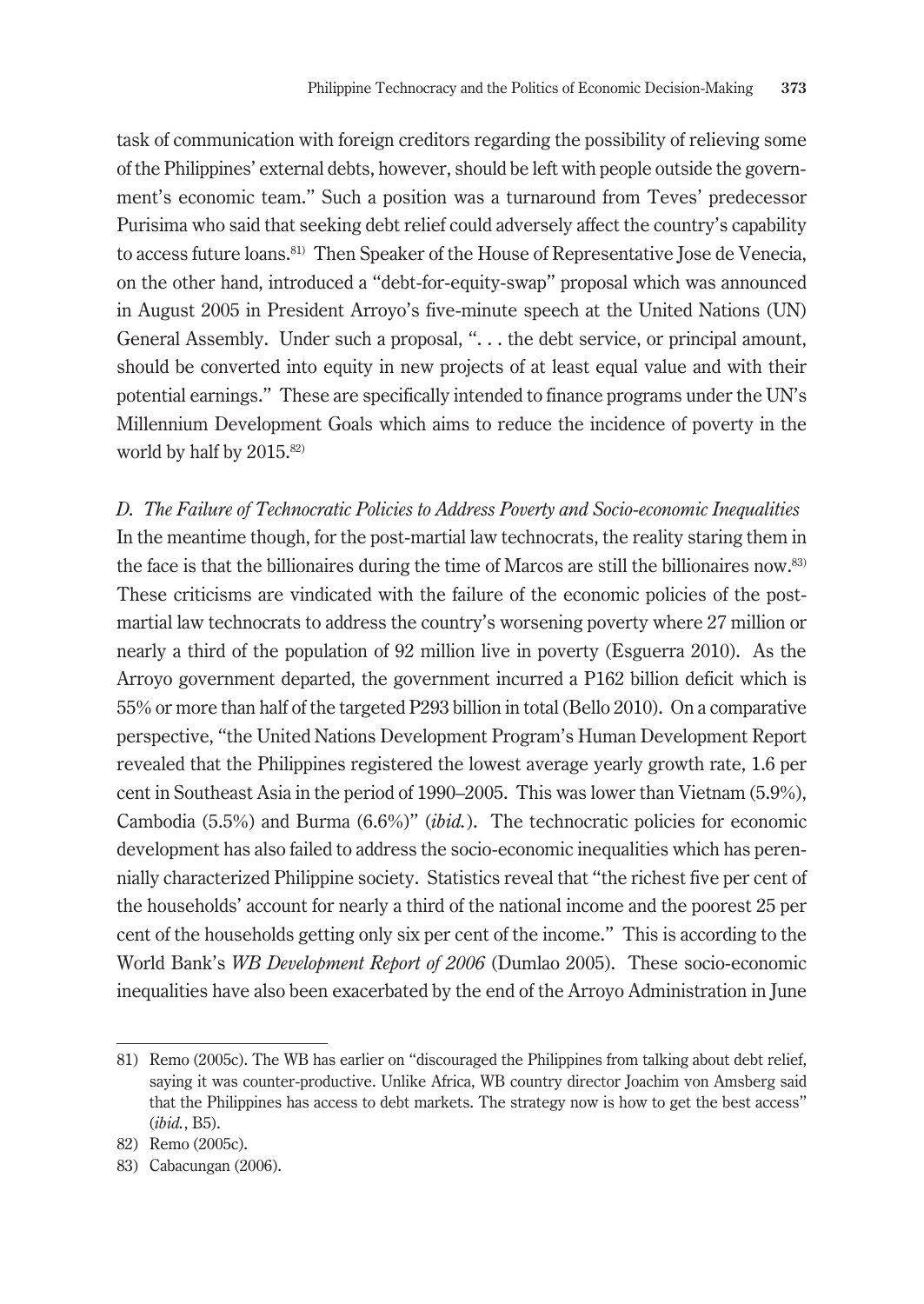task of communication with foreign creditors regarding the possibility of relieving some of the Philippines' external debts, however, should be left with people outside the government's economic team." Such a position was a turnaround from Teves' predecessor Purisima who said that seeking debt relief could adversely affect the country's capability to access future loans.[81] Then Speaker of the House of Representative Jose de Venecia, on the other hand, introduced a "debt-for-equity-swap" proposal which was announced in August 2005 in President Arroyo's five-minute speech at the United Nations (UN) General Assembly. Under such a proposal, ". . . the debt service, or principal amount, should be converted into equity in new projects of at least equal value and with their potential earnings." These are specifically intended to finance programs under the UN's Millennium Development Goals which aims to reduce the incidence of poverty in the world by half by 2015.[82]

*D. The Failure of Technocratic Policies to Address Poverty and Socio-economic Inequalities*

In the meantime though, for the post-martial law technocrats, the reality staring them in the face is that the billionaires during the time of Marcos are still the billionaires now.[83] These criticisms are vindicated with the failure of the economic policies of the post-martial law technocrats to address the country's worsening poverty where 27 million or nearly a third of the population of 92 million live in poverty (Esguerra 2010). As the Arroyo government departed, the government incurred a P162 billion deficit which is 55% or more than half of the targeted P293 billion in total (Bello 2010). On a comparative perspective, "the United Nations Development Program's Human Development Report revealed that the Philippines registered the lowest average yearly growth rate, 1.6 per cent in Southeast Asia in the period of 1990–2005. This was lower than Vietnam (5.9%), Cambodia (5.5%) and Burma (6.6%)" (*ibid.*). The technocratic policies for economic development has also failed to address the socio-economic inequalities which has perennially characterized Philippine society. Statistics reveal that "the richest five per cent of the households' account for nearly a third of the national income and the poorest 25 per cent of the households getting only six per cent of the income." This is according to the World Bank's *WB Development Report of 2006* (Dumlao 2005). These socio-economic inequalities have also been exacerbated by the end of the Arroyo Administration in June

81) Remo (2005c). The WB has earlier on "discouraged the Philippines from talking about debt relief, saying it was counter-productive. Unlike Africa, WB country director Joachim von Amsberg said that the Philippines has access to debt markets. The strategy now is how to get the best access" (*ibid.*, B5).

82) Remo (2005c).

83) Cabacungan (2006).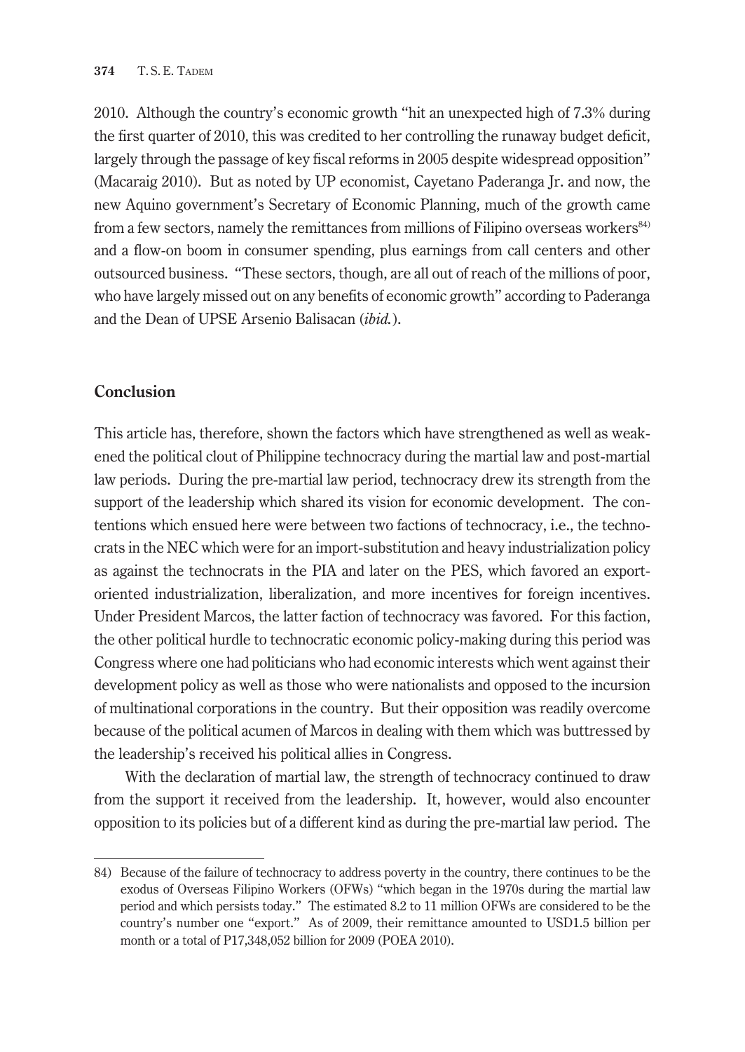2010. Although the country's economic growth "hit an unexpected high of 7.3% during the first quarter of 2010, this was credited to her controlling the runaway budget deficit, largely through the passage of key fiscal reforms in 2005 despite widespread opposition" (Macaraig 2010). But as noted by UP economist, Cayetano Paderanga Jr. and now, the new Aquino government's Secretary of Economic Planning, much of the growth came from a few sectors, namely the remittances from millions of Filipino overseas workers[84] and a flow-on boom in consumer spending, plus earnings from call centers and other outsourced business. "These sectors, though, are all out of reach of the millions of poor, who have largely missed out on any benefits of economic growth" according to Paderanga and the Dean of UPSE Arsenio Balisacan (*ibid.*).

## Conclusion

This article has, therefore, shown the factors which have strengthened as well as weakened the political clout of Philippine technocracy during the martial law and post-martial law periods. During the pre-martial law period, technocracy drew its strength from the support of the leadership which shared its vision for economic development. The contentions which ensued here were between two factions of technocracy, i.e., the technocrats in the NEC which were for an import-substitution and heavy industrialization policy as against the technocrats in the PIA and later on the PES, which favored an export-oriented industrialization, liberalization, and more incentives for foreign incentives. Under President Marcos, the latter faction of technocracy was favored. For this faction, the other political hurdle to technocratic economic policy-making during this period was Congress where one had politicians who had economic interests which went against their development policy as well as those who were nationalists and opposed to the incursion of multinational corporations in the country. But their opposition was readily overcome because of the political acumen of Marcos in dealing with them which was buttressed by the leadership's received his political allies in Congress.

With the declaration of martial law, the strength of technocracy continued to draw from the support it received from the leadership. It, however, would also encounter opposition to its policies but of a different kind as during the pre-martial law period. The

---

84) Because of the failure of technocracy to address poverty in the country, there continues to be the exodus of Overseas Filipino Workers (OFWs) "which began in the 1970s during the martial law period and which persists today." The estimated 8.2 to 11 million OFWs are considered to be the country's number one "export." As of 2009, their remittance amounted to USD1.5 billion per month or a total of P17,348,052 billion for 2009 (POEA 2010).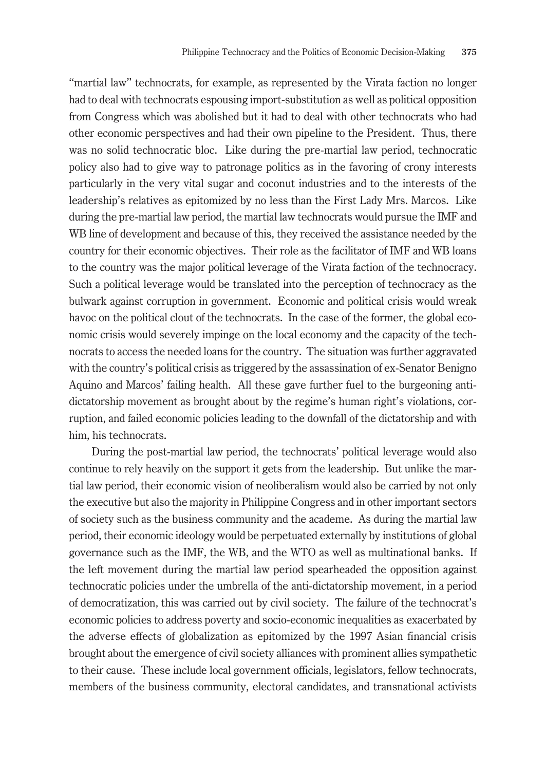"martial law" technocrats, for example, as represented by the Virata faction no longer had to deal with technocrats espousing import-substitution as well as political opposition from Congress which was abolished but it had to deal with other technocrats who had other economic perspectives and had their own pipeline to the President. Thus, there was no solid technocratic bloc. Like during the pre-martial law period, technocratic policy also had to give way to patronage politics as in the favoring of crony interests particularly in the very vital sugar and coconut industries and to the interests of the leadership's relatives as epitomized by no less than the First Lady Mrs. Marcos. Like during the pre-martial law period, the martial law technocrats would pursue the IMF and WB line of development and because of this, they received the assistance needed by the country for their economic objectives. Their role as the facilitator of IMF and WB loans to the country was the major political leverage of the Virata faction of the technocracy. Such a political leverage would be translated into the perception of technocracy as the bulwark against corruption in government. Economic and political crisis would wreak havoc on the political clout of the technocrats. In the case of the former, the global economic crisis would severely impinge on the local economy and the capacity of the technocrats to access the needed loans for the country. The situation was further aggravated with the country's political crisis as triggered by the assassination of ex-Senator Benigno Aquino and Marcos' failing health. All these gave further fuel to the burgeoning anti-dictatorship movement as brought about by the regime's human right's violations, corruption, and failed economic policies leading to the downfall of the dictatorship and with him, his technocrats.

During the post-martial law period, the technocrats' political leverage would also continue to rely heavily on the support it gets from the leadership. But unlike the martial law period, their economic vision of neoliberalism would also be carried by not only the executive but also the majority in Philippine Congress and in other important sectors of society such as the business community and the academe. As during the martial law period, their economic ideology would be perpetuated externally by institutions of global governance such as the IMF, the WB, and the WTO as well as multinational banks. If the left movement during the martial law period spearheaded the opposition against technocratic policies under the umbrella of the anti-dictatorship movement, in a period of democratization, this was carried out by civil society. The failure of the technocrat's economic policies to address poverty and socio-economic inequalities as exacerbated by the adverse effects of globalization as epitomized by the 1997 Asian financial crisis brought about the emergence of civil society alliances with prominent allies sympathetic to their cause. These include local government officials, legislators, fellow technocrats, members of the business community, electoral candidates, and transnational activists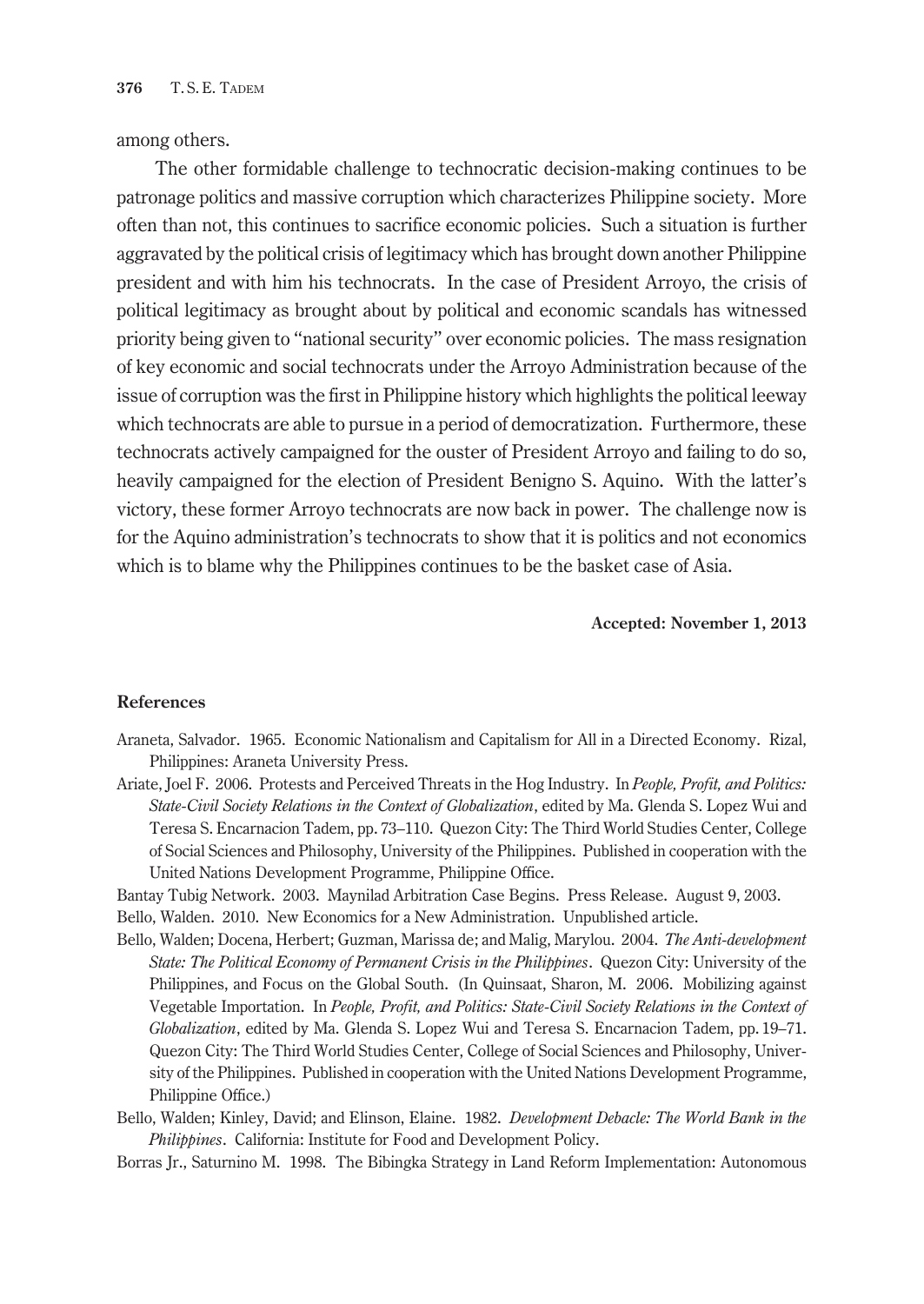among others.

The other formidable challenge to technocratic decision-making continues to be patronage politics and massive corruption which characterizes Philippine society. More often than not, this continues to sacrifice economic policies. Such a situation is further aggravated by the political crisis of legitimacy which has brought down another Philippine president and with him his technocrats. In the case of President Arroyo, the crisis of political legitimacy as brought about by political and economic scandals has witnessed priority being given to "national security" over economic policies. The mass resignation of key economic and social technocrats under the Arroyo Administration because of the issue of corruption was the first in Philippine history which highlights the political leeway which technocrats are able to pursue in a period of democratization. Furthermore, these technocrats actively campaigned for the ouster of President Arroyo and failing to do so, heavily campaigned for the election of President Benigno S. Aquino. With the latter's victory, these former Arroyo technocrats are now back in power. The challenge now is for the Aquino administration's technocrats to show that it is politics and not economics which is to blame why the Philippines continues to be the basket case of Asia.

**Accepted: November 1, 2013**

### References

Araneta, Salvador. 1965. Economic Nationalism and Capitalism for All in a Directed Economy. Rizal, Philippines: Araneta University Press.

Ariate, Joel F. 2006. Protests and Perceived Threats in the Hog Industry. In *People, Profit, and Politics: State-Civil Society Relations in the Context of Globalization*, edited by Ma. Glenda S. Lopez Wui and Teresa S. Encarnacion Tadem, pp. 73–110. Quezon City: The Third World Studies Center, College of Social Sciences and Philosophy, University of the Philippines. Published in cooperation with the United Nations Development Programme, Philippine Office.

Bantay Tubig Network. 2003. Maynilad Arbitration Case Begins. Press Release. August 9, 2003.

Bello, Walden. 2010. New Economics for a New Administration. Unpublished article.

Bello, Walden; Docena, Herbert; Guzman, Marissa de; and Malig, Marylou. 2004. *The Anti-development State: The Political Economy of Permanent Crisis in the Philippines*. Quezon City: University of the Philippines, and Focus on the Global South. (In Quinsaat, Sharon, M. 2006. Mobilizing against Vegetable Importation. In *People, Profit, and Politics: State-Civil Society Relations in the Context of Globalization*, edited by Ma. Glenda S. Lopez Wui and Teresa S. Encarnacion Tadem, pp. 19–71. Quezon City: The Third World Studies Center, College of Social Sciences and Philosophy, University of the Philippines. Published in cooperation with the United Nations Development Programme, Philippine Office.)

Bello, Walden; Kinley, David; and Elinson, Elaine. 1982. *Development Debacle: The World Bank in the Philippines*. California: Institute for Food and Development Policy.

Borras Jr., Saturnino M. 1998. The Bibingka Strategy in Land Reform Implementation: Autonomous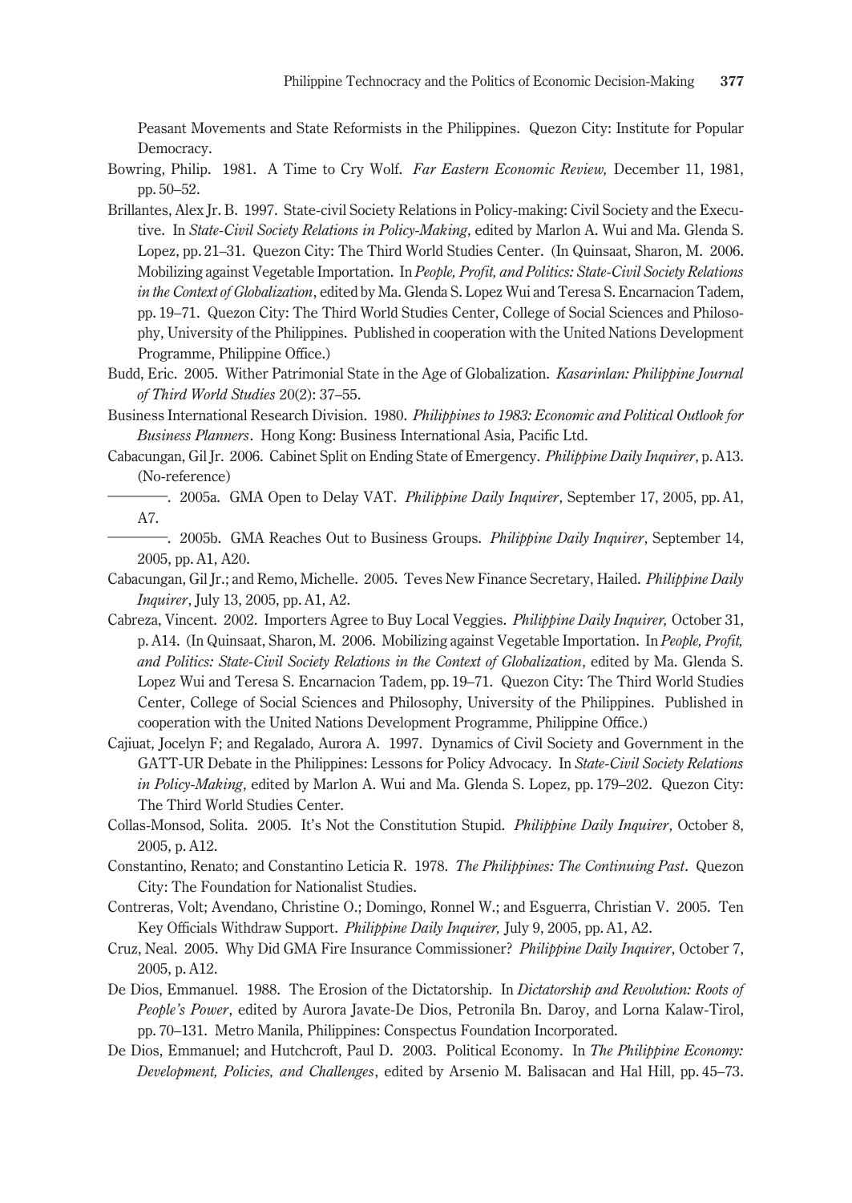Peasant Movements and State Reformists in the Philippines. Quezon City: Institute for Popular Democracy.

Bowring, Philip. 1981. A Time to Cry Wolf. *Far Eastern Economic Review,* December 11, 1981, pp. 50–52.

Brillantes, Alex Jr. B. 1997. State-civil Society Relations in Policy-making: Civil Society and the Executive. In *State-Civil Society Relations in Policy-Making*, edited by Marlon A. Wui and Ma. Glenda S. Lopez, pp. 21–31. Quezon City: The Third World Studies Center. (In Quinsaat, Sharon, M. 2006. Mobilizing against Vegetable Importation. In *People, Profit, and Politics: State-Civil Society Relations in the Context of Globalization*, edited by Ma. Glenda S. Lopez Wui and Teresa S. Encarnacion Tadem, pp. 19–71. Quezon City: The Third World Studies Center, College of Social Sciences and Philosophy, University of the Philippines. Published in cooperation with the United Nations Development Programme, Philippine Office.)

Budd, Eric. 2005. Wither Patrimonial State in the Age of Globalization. *Kasarinlan: Philippine Journal of Third World Studies* 20(2): 37–55.

Business International Research Division. 1980. *Philippines to 1983: Economic and Political Outlook for Business Planners*. Hong Kong: Business International Asia, Pacific Ltd.

Cabacungan, Gil Jr. 2006. Cabinet Split on Ending State of Emergency. *Philippine Daily Inquirer*, p. A13. (No-reference)

————. 2005a. GMA Open to Delay VAT. *Philippine Daily Inquirer*, September 17, 2005, pp. A1, A7.

————. 2005b. GMA Reaches Out to Business Groups. *Philippine Daily Inquirer*, September 14, 2005, pp. A1, A20.

Cabacungan, Gil Jr.; and Remo, Michelle. 2005. Teves New Finance Secretary, Hailed. *Philippine Daily Inquirer*, July 13, 2005, pp. A1, A2.

Cabreza, Vincent. 2002. Importers Agree to Buy Local Veggies. *Philippine Daily Inquirer,* October 31, p. A14. (In Quinsaat, Sharon, M. 2006. Mobilizing against Vegetable Importation. In *People, Profit, and Politics: State-Civil Society Relations in the Context of Globalization*, edited by Ma. Glenda S. Lopez Wui and Teresa S. Encarnacion Tadem, pp. 19–71. Quezon City: The Third World Studies Center, College of Social Sciences and Philosophy, University of the Philippines. Published in cooperation with the United Nations Development Programme, Philippine Office.)

Cajiuat, Jocelyn F; and Regalado, Aurora A. 1997. Dynamics of Civil Society and Government in the GATT-UR Debate in the Philippines: Lessons for Policy Advocacy. In *State-Civil Society Relations in Policy-Making*, edited by Marlon A. Wui and Ma. Glenda S. Lopez, pp. 179–202. Quezon City: The Third World Studies Center.

Collas-Monsod, Solita. 2005. It's Not the Constitution Stupid. *Philippine Daily Inquirer*, October 8, 2005, p. A12.

Constantino, Renato; and Constantino Leticia R. 1978. *The Philippines: The Continuing Past*. Quezon City: The Foundation for Nationalist Studies.

Contreras, Volt; Avendano, Christine O.; Domingo, Ronnel W.; and Esguerra, Christian V. 2005. Ten Key Officials Withdraw Support. *Philippine Daily Inquirer,* July 9, 2005, pp. A1, A2.

Cruz, Neal. 2005. Why Did GMA Fire Insurance Commissioner? *Philippine Daily Inquirer*, October 7, 2005, p. A12.

De Dios, Emmanuel. 1988. The Erosion of the Dictatorship. In *Dictatorship and Revolution: Roots of People's Power*, edited by Aurora Javate-De Dios, Petronila Bn. Daroy, and Lorna Kalaw-Tirol, pp. 70–131. Metro Manila, Philippines: Conspectus Foundation Incorporated.

De Dios, Emmanuel; and Hutchcroft, Paul D. 2003. Political Economy. In *The Philippine Economy: Development, Policies, and Challenges*, edited by Arsenio M. Balisacan and Hal Hill, pp. 45–73.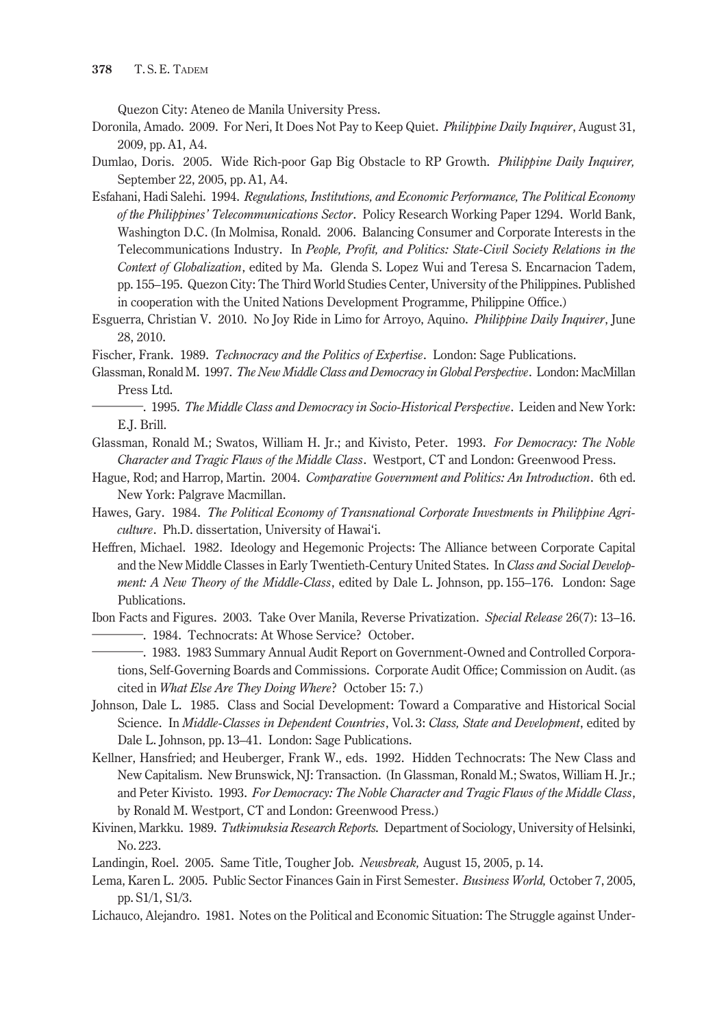Quezon City: Ateneo de Manila University Press.

Doronila, Amado. 2009. For Neri, It Does Not Pay to Keep Quiet. *Philippine Daily Inquirer*, August 31, 2009, pp. A1, A4.

Dumlao, Doris. 2005. Wide Rich-poor Gap Big Obstacle to RP Growth. *Philippine Daily Inquirer,* September 22, 2005, pp. A1, A4.

Esfahani, Hadi Salehi. 1994. *Regulations, Institutions, and Economic Performance, The Political Economy of the Philippines' Telecommunications Sector*. Policy Research Working Paper 1294. World Bank, Washington D.C. (In Molmisa, Ronald. 2006. Balancing Consumer and Corporate Interests in the Telecommunications Industry. In *People, Profit, and Politics: State-Civil Society Relations in the Context of Globalization*, edited by Ma. Glenda S. Lopez Wui and Teresa S. Encarnacion Tadem, pp. 155–195. Quezon City: The Third World Studies Center, University of the Philippines. Published in cooperation with the United Nations Development Programme, Philippine Office.)

Esguerra, Christian V. 2010. No Joy Ride in Limo for Arroyo, Aquino. *Philippine Daily Inquirer,* June 28, 2010.

Fischer, Frank. 1989. *Technocracy and the Politics of Expertise*. London: Sage Publications.

Glassman, Ronald M. 1997. *The New Middle Class and Democracy in Global Perspective*. London: MacMillan Press Ltd.

———. 1995. *The Middle Class and Democracy in Socio-Historical Perspective*. Leiden and New York: E.J. Brill.

Glassman, Ronald M.; Swatos, William H. Jr.; and Kivisto, Peter. 1993. *For Democracy: The Noble Character and Tragic Flaws of the Middle Class*. Westport, CT and London: Greenwood Press.

Hague, Rod; and Harrop, Martin. 2004. *Comparative Government and Politics: An Introduction*. 6th ed. New York: Palgrave Macmillan.

Hawes, Gary. 1984. *The Political Economy of Transnational Corporate Investments in Philippine Agriculture*. Ph.D. dissertation, University of Hawai'i.

Heffren, Michael. 1982. Ideology and Hegemonic Projects: The Alliance between Corporate Capital and the New Middle Classes in Early Twentieth-Century United States. In *Class and Social Development: A New Theory of the Middle-Class*, edited by Dale L. Johnson, pp. 155–176. London: Sage Publications.

Ibon Facts and Figures. 2003. Take Over Manila, Reverse Privatization. *Special Release* 26(7): 13–16.

———. 1984. Technocrats: At Whose Service? October.

———. 1983. 1983 Summary Annual Audit Report on Government-Owned and Controlled Corporations, Self-Governing Boards and Commissions. Corporate Audit Office; Commission on Audit. (as cited in *What Else Are They Doing Where*? October 15: 7.)

Johnson, Dale L. 1985. Class and Social Development: Toward a Comparative and Historical Social Science. In *Middle-Classes in Dependent Countries*, Vol. 3: *Class, State and Development*, edited by Dale L. Johnson, pp. 13–41. London: Sage Publications.

Kellner, Hansfried; and Heuberger, Frank W., eds. 1992. Hidden Technocrats: The New Class and New Capitalism. New Brunswick, NJ: Transaction. (In Glassman, Ronald M.; Swatos, William H. Jr.; and Peter Kivisto. 1993. *For Democracy: The Noble Character and Tragic Flaws of the Middle Class*, by Ronald M. Westport, CT and London: Greenwood Press.)

Kivinen, Markku. 1989. *Tutkimuksia Research Reports.* Department of Sociology, University of Helsinki, No. 223.

Landingin, Roel. 2005. Same Title, Tougher Job. *Newsbreak,* August 15, 2005, p. 14.

Lema, Karen L. 2005. Public Sector Finances Gain in First Semester. *Business World,* October 7, 2005, pp. S1/1, S1/3.

Lichauco, Alejandro. 1981. Notes on the Political and Economic Situation: The Struggle against Under-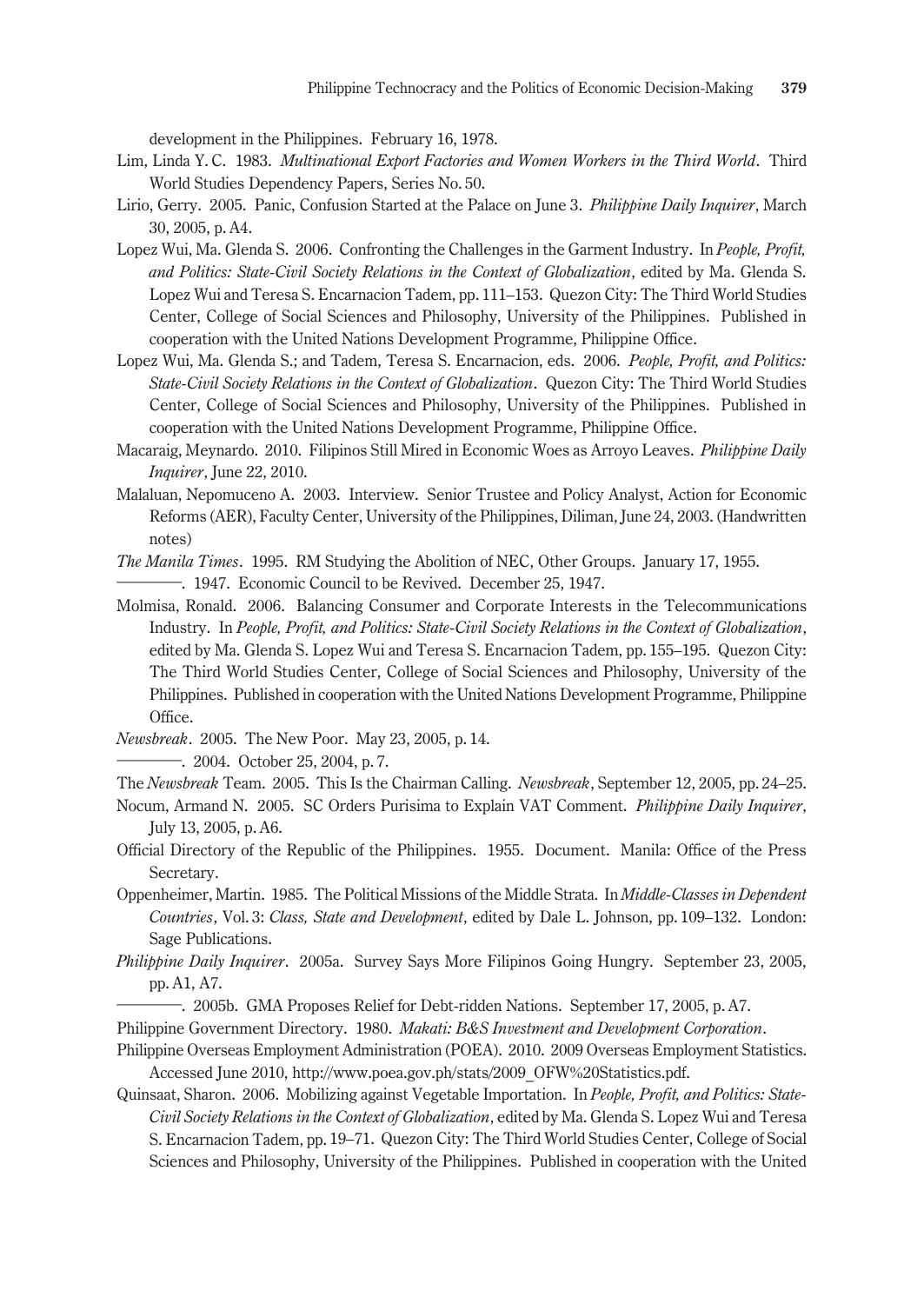development in the Philippines. February 16, 1978.

Lim, Linda Y. C. 1983. *Multinational Export Factories and Women Workers in the Third World*. Third World Studies Dependency Papers, Series No. 50.

Lirio, Gerry. 2005. Panic, Confusion Started at the Palace on June 3. *Philippine Daily Inquirer*, March 30, 2005, p. A4.

Lopez Wui, Ma. Glenda S. 2006. Confronting the Challenges in the Garment Industry. In *People, Profit, and Politics: State-Civil Society Relations in the Context of Globalization*, edited by Ma. Glenda S. Lopez Wui and Teresa S. Encarnacion Tadem, pp. 111–153. Quezon City: The Third World Studies Center, College of Social Sciences and Philosophy, University of the Philippines. Published in cooperation with the United Nations Development Programme, Philippine Office.

Lopez Wui, Ma. Glenda S.; and Tadem, Teresa S. Encarnacion, eds. 2006. *People, Profit, and Politics: State-Civil Society Relations in the Context of Globalization*. Quezon City: The Third World Studies Center, College of Social Sciences and Philosophy, University of the Philippines. Published in cooperation with the United Nations Development Programme, Philippine Office.

Macaraig, Meynardo. 2010. Filipinos Still Mired in Economic Woes as Arroyo Leaves. *Philippine Daily Inquirer*, June 22, 2010.

Malaluan, Nepomuceno A. 2003. Interview. Senior Trustee and Policy Analyst, Action for Economic Reforms (AER), Faculty Center, University of the Philippines, Diliman, June 24, 2003. (Handwritten notes)

*The Manila Times*. 1995. RM Studying the Abolition of NEC, Other Groups. January 17, 1955.

————. 1947. Economic Council to be Revived. December 25, 1947.

Molmisa, Ronald. 2006. Balancing Consumer and Corporate Interests in the Telecommunications Industry. In *People, Profit, and Politics: State-Civil Society Relations in the Context of Globalization*, edited by Ma. Glenda S. Lopez Wui and Teresa S. Encarnacion Tadem, pp. 155–195. Quezon City: The Third World Studies Center, College of Social Sciences and Philosophy, University of the Philippines. Published in cooperation with the United Nations Development Programme, Philippine Office.

*Newsbreak*. 2005. The New Poor. May 23, 2005, p. 14.

————. 2004. October 25, 2004, p. 7.

The *Newsbreak* Team. 2005. This Is the Chairman Calling. *Newsbreak*, September 12, 2005, pp. 24–25.

Nocum, Armand N. 2005. SC Orders Purisima to Explain VAT Comment. *Philippine Daily Inquirer*, July 13, 2005, p. A6.

Official Directory of the Republic of the Philippines. 1955. Document. Manila: Office of the Press Secretary.

Oppenheimer, Martin. 1985. The Political Missions of the Middle Strata. In *Middle-Classes in Dependent Countries*, Vol. 3: *Class, State and Development*, edited by Dale L. Johnson, pp. 109–132. London: Sage Publications.

*Philippine Daily Inquirer*. 2005a. Survey Says More Filipinos Going Hungry. September 23, 2005, pp. A1, A7.

————. 2005b. GMA Proposes Relief for Debt-ridden Nations. September 17, 2005, p. A7.

Philippine Government Directory. 1980. *Makati: B&S Investment and Development Corporation*.

Philippine Overseas Employment Administration (POEA). 2010. 2009 Overseas Employment Statistics. Accessed June 2010, http://www.poea.gov.ph/stats/2009_OFW%20Statistics.pdf.

Quinsaat, Sharon. 2006. Mobilizing against Vegetable Importation. In *People, Profit, and Politics: State-Civil Society Relations in the Context of Globalization*, edited by Ma. Glenda S. Lopez Wui and Teresa S. Encarnacion Tadem, pp. 19–71. Quezon City: The Third World Studies Center, College of Social Sciences and Philosophy, University of the Philippines. Published in cooperation with the United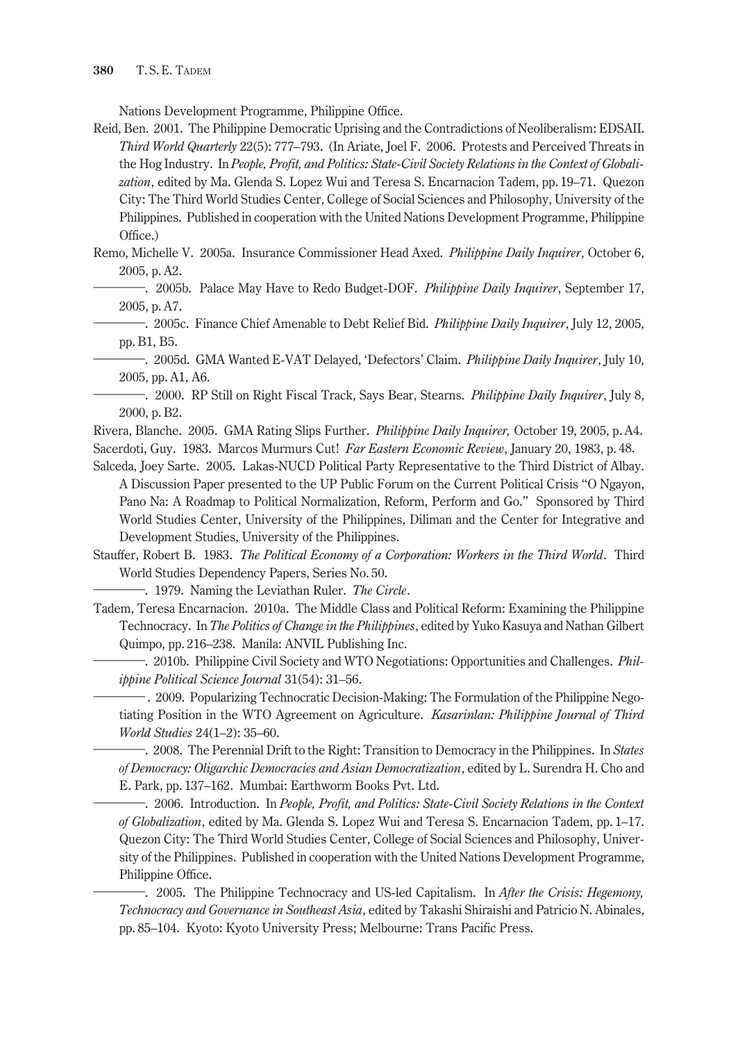Nations Development Programme, Philippine Office.

Reid, Ben. 2001. The Philippine Democratic Uprising and the Contradictions of Neoliberalism: EDSAII. *Third World Quarterly* 22(5): 777–793. (In Ariate, Joel F. 2006. Protests and Perceived Threats in the Hog Industry. In *People, Profit, and Politics: State-Civil Society Relations in the Context of Globalization*, edited by Ma. Glenda S. Lopez Wui and Teresa S. Encarnacion Tadem, pp. 19–71. Quezon City: The Third World Studies Center, College of Social Sciences and Philosophy, University of the Philippines. Published in cooperation with the United Nations Development Programme, Philippine Office.)

Remo, Michelle V. 2005a. Insurance Commissioner Head Axed. *Philippine Daily Inquirer*, October 6, 2005, p. A2.

————. 2005b. Palace May Have to Redo Budget-DOF. *Philippine Daily Inquirer*, September 17, 2005, p. A7.

————. 2005c. Finance Chief Amenable to Debt Relief Bid. *Philippine Daily Inquirer*, July 12, 2005, pp. B1, B5.

————. 2005d. GMA Wanted E-VAT Delayed, 'Defectors' Claim. *Philippine Daily Inquirer*, July 10, 2005, pp. A1, A6.

————. 2000. RP Still on Right Fiscal Track, Says Bear, Stearns. *Philippine Daily Inquirer*, July 8, 2000, p. B2.

Rivera, Blanche. 2005. GMA Rating Slips Further. *Philippine Daily Inquirer,* October 19, 2005, p. A4.

Sacerdoti, Guy. 1983. Marcos Murmurs Cut! *Far Eastern Economic Review*, January 20, 1983, p. 48.

Salceda, Joey Sarte. 2005. Lakas-NUCD Political Party Representative to the Third District of Albay. A Discussion Paper presented to the UP Public Forum on the Current Political Crisis "O Ngayon, Pano Na: A Roadmap to Political Normalization, Reform, Perform and Go." Sponsored by Third World Studies Center, University of the Philippines, Diliman and the Center for Integrative and Development Studies, University of the Philippines.

Stauffer, Robert B. 1983. *The Political Economy of a Corporation: Workers in the Third World*. Third World Studies Dependency Papers, Series No. 50.

————. 1979. Naming the Leviathan Ruler. *The Circle*.

Tadem, Teresa Encarnacion. 2010a. The Middle Class and Political Reform: Examining the Philippine Technocracy. In *The Politics of Change in the Philippines*, edited by Yuko Kasuya and Nathan Gilbert Quimpo, pp. 216–238. Manila: ANVIL Publishing Inc.

————. 2010b. Philippine Civil Society and WTO Negotiations: Opportunities and Challenges. *Philippine Political Science Journal* 31(54): 31–56.

————. 2009. Popularizing Technocratic Decision-Making: The Formulation of the Philippine Negotiating Position in the WTO Agreement on Agriculture. *Kasarinlan: Philippine Journal of Third World Studies* 24(1–2): 35–60.

————. 2008. The Perennial Drift to the Right: Transition to Democracy in the Philippines. In *States of Democracy: Oligarchic Democracies and Asian Democratization*, edited by L. Surendra H. Cho and E. Park, pp. 137–162. Mumbai: Earthworm Books Pvt. Ltd.

————. 2006. Introduction. In *People, Profit, and Politics: State-Civil Society Relations in the Context of Globalization*, edited by Ma. Glenda S. Lopez Wui and Teresa S. Encarnacion Tadem, pp. 1–17. Quezon City: The Third World Studies Center, College of Social Sciences and Philosophy, University of the Philippines. Published in cooperation with the United Nations Development Programme, Philippine Office.

————. 2005. The Philippine Technocracy and US-led Capitalism. In *After the Crisis: Hegemony, Technocracy and Governance in Southeast Asia*, edited by Takashi Shiraishi and Patricio N. Abinales, pp. 85–104. Kyoto: Kyoto University Press; Melbourne: Trans Pacific Press.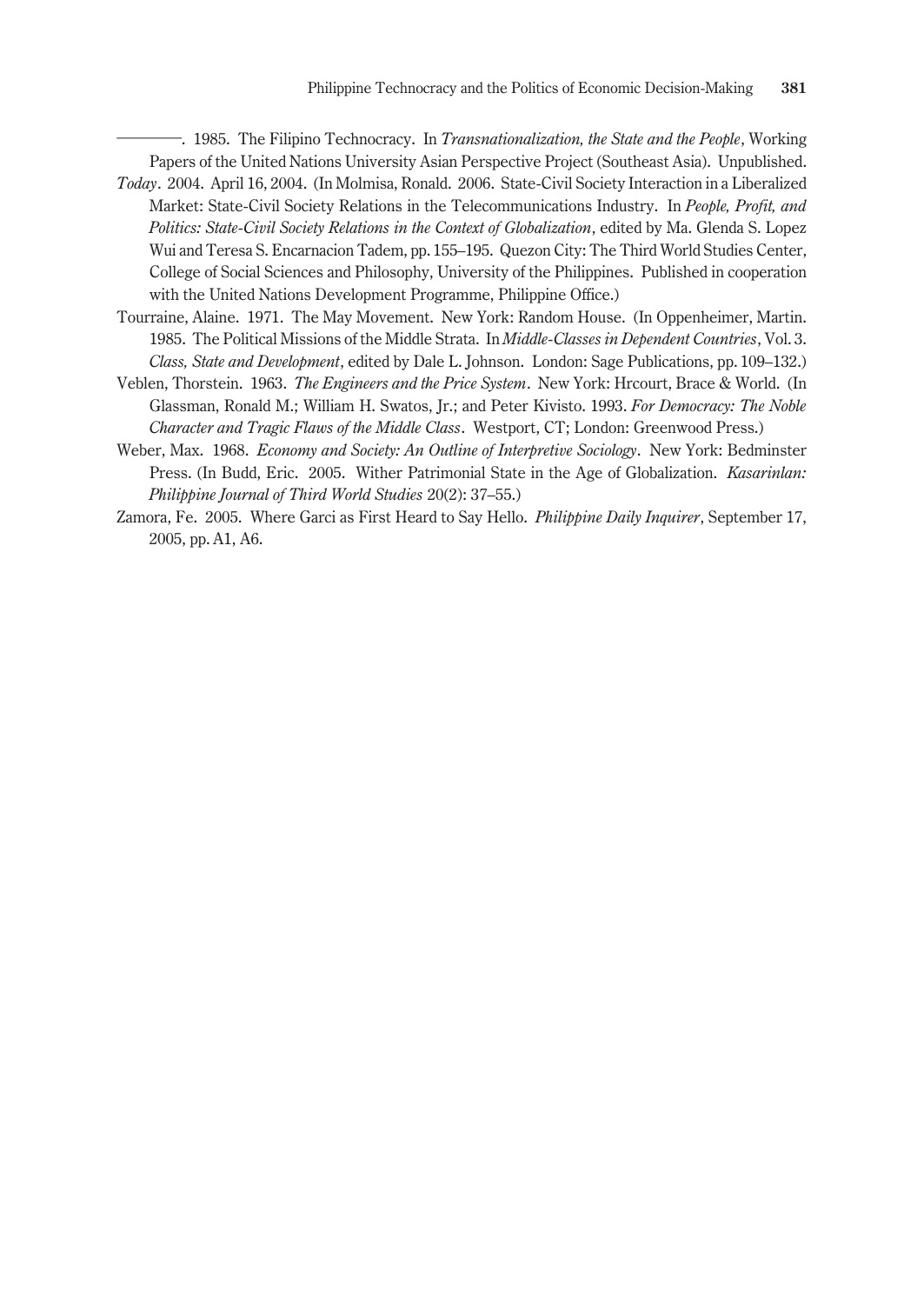————. 1985. The Filipino Technocracy. In *Transnationalization, the State and the People*, Working Papers of the United Nations University Asian Perspective Project (Southeast Asia). Unpublished.

*Today*. 2004. April 16, 2004. (In Molmisa, Ronald. 2006. State-Civil Society Interaction in a Liberalized Market: State-Civil Society Relations in the Telecommunications Industry. In *People, Profit, and Politics: State-Civil Society Relations in the Context of Globalization*, edited by Ma. Glenda S. Lopez Wui and Teresa S. Encarnacion Tadem, pp. 155–195. Quezon City: The Third World Studies Center, College of Social Sciences and Philosophy, University of the Philippines. Published in cooperation with the United Nations Development Programme, Philippine Office.)

Tourraine, Alaine. 1971. The May Movement. New York: Random House. (In Oppenheimer, Martin. 1985. The Political Missions of the Middle Strata. In *Middle-Classes in Dependent Countries*, Vol. 3. *Class, State and Development*, edited by Dale L. Johnson. London: Sage Publications, pp. 109–132.)

Veblen, Thorstein. 1963. *The Engineers and the Price System*. New York: Hrcourt, Brace & World. (In Glassman, Ronald M.; William H. Swatos, Jr.; and Peter Kivisto. 1993. *For Democracy: The Noble Character and Tragic Flaws of the Middle Class*. Westport, CT; London: Greenwood Press.)

Weber, Max. 1968. *Economy and Society: An Outline of Interpretive Sociology*. New York: Bedminster Press. (In Budd, Eric. 2005. Wither Patrimonial State in the Age of Globalization. *Kasarinlan: Philippine Journal of Third World Studies* 20(2): 37–55.)

Zamora, Fe. 2005. Where Garci as First Heard to Say Hello. *Philippine Daily Inquirer*, September 17, 2005, pp. A1, A6.